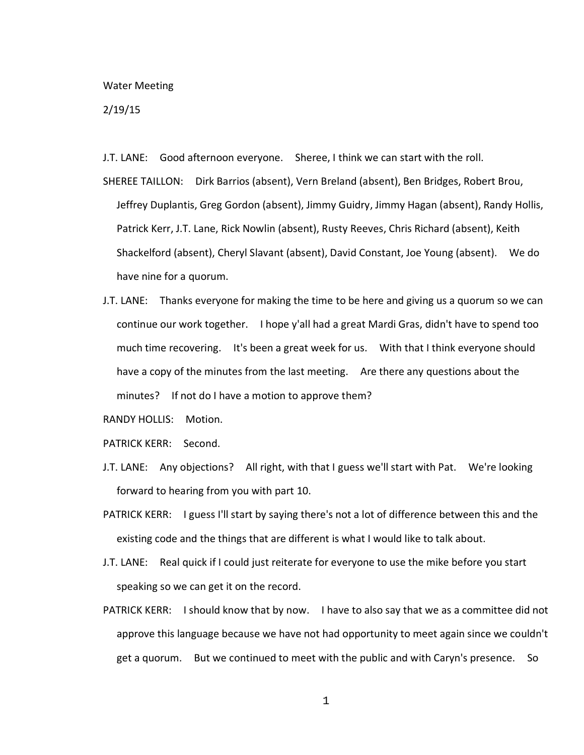Water Meeting

2/19/15

J.T. LANE: Good afternoon everyone. Sheree, I think we can start with the roll.

SHEREE TAILLON: Dirk Barrios (absent), Vern Breland (absent), Ben Bridges, Robert Brou, Jeffrey Duplantis, Greg Gordon (absent), Jimmy Guidry, Jimmy Hagan (absent), Randy Hollis, Patrick Kerr, J.T. Lane, Rick Nowlin (absent), Rusty Reeves, Chris Richard (absent), Keith Shackelford (absent), Cheryl Slavant (absent), David Constant, Joe Young (absent). We do have nine for a quorum.

J.T. LANE: Thanks everyone for making the time to be here and giving us a quorum so we can continue our work together. I hope y'all had a great Mardi Gras, didn't have to spend too much time recovering. It's been a great week for us. With that I think everyone should have a copy of the minutes from the last meeting. Are there any questions about the minutes? If not do I have a motion to approve them?

RANDY HOLLIS: Motion.

PATRICK KERR: Second.

J.T. LANE: Any objections? All right, with that I guess we'll start with Pat. We're looking forward to hearing from you with part 10.

PATRICK KERR: I guess I'll start by saying there's not a lot of difference between this and the existing code and the things that are different is what I would like to talk about.

J.T. LANE: Real quick if I could just reiterate for everyone to use the mike before you start speaking so we can get it on the record.

PATRICK KERR: I should know that by now. I have to also say that we as a committee did not approve this language because we have not had opportunity to meet again since we couldn't get a quorum. But we continued to meet with the public and with Caryn's presence. So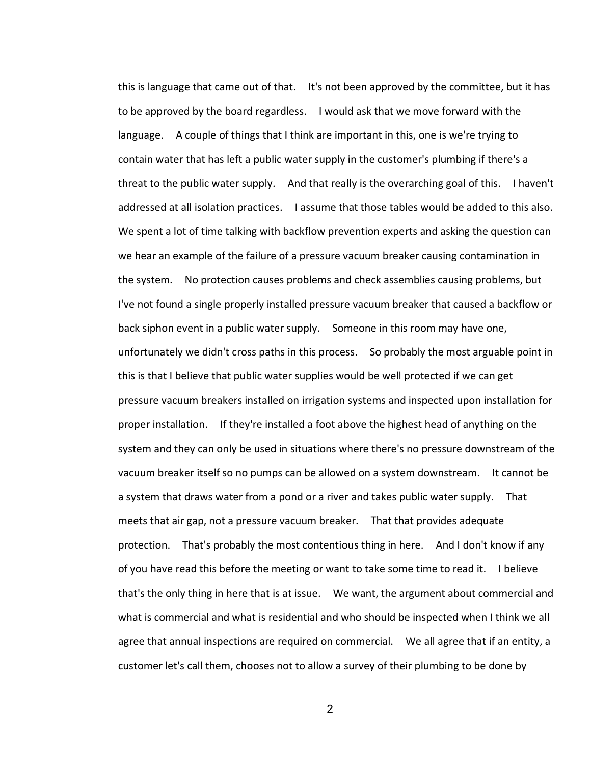this is language that came out of that. It's not been approved by the committee, but it has to be approved by the board regardless. I would ask that we move forward with the language. A couple of things that I think are important in this, one is we're trying to contain water that has left a public water supply in the customer's plumbing if there's a threat to the public water supply. And that really is the overarching goal of this. I haven't addressed at all isolation practices. I assume that those tables would be added to this also. We spent a lot of time talking with backflow prevention experts and asking the question can we hear an example of the failure of a pressure vacuum breaker causing contamination in the system. No protection causes problems and check assemblies causing problems, but I've not found a single properly installed pressure vacuum breaker that caused a backflow or back siphon event in a public water supply. Someone in this room may have one, unfortunately we didn't cross paths in this process. So probably the most arguable point in this is that I believe that public water supplies would be well protected if we can get pressure vacuum breakers installed on irrigation systems and inspected upon installation for proper installation. If they're installed a foot above the highest head of anything on the system and they can only be used in situations where there's no pressure downstream of the vacuum breaker itself so no pumps can be allowed on a system downstream. It cannot be a system that draws water from a pond or a river and takes public water supply. That meets that air gap, not a pressure vacuum breaker. That that provides adequate protection. That's probably the most contentious thing in here. And I don't know if any of you have read this before the meeting or want to take some time to read it. I believe that's the only thing in here that is at issue. We want, the argument about commercial and what is commercial and what is residential and who should be inspected when I think we all agree that annual inspections are required on commercial. We all agree that if an entity, a customer let's call them, chooses not to allow a survey of their plumbing to be done by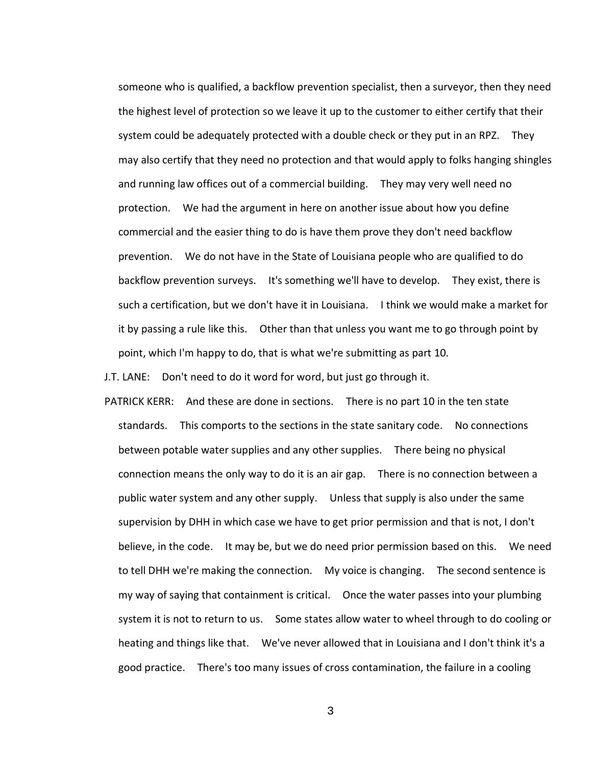someone who is qualified, a backflow prevention specialist, then a surveyor, then they need the highest level of protection so we leave it up to the customer to either certify that their system could be adequately protected with a double check or they put in an RPZ. They may also certify that they need no protection and that would apply to folks hanging shingles and running law offices out of a commercial building. They may very well need no protection. We had the argument in here on another issue about how you define commercial and the easier thing to do is have them prove they don't need backflow prevention. We do not have in the State of Louisiana people who are qualified to do backflow prevention surveys. It's something we'll have to develop. They exist, there is such a certification, but we don't have it in Louisiana. I think we would make a market for it by passing a rule like this. Other than that unless you want me to go through point by point, which I'm happy to do, that is what we're submitting as part 10.

J.T. LANE: Don't need to do it word for word, but just go through it.

PATRICK KERR: And these are done in sections. There is no part 10 in the ten state standards. This comports to the sections in the state sanitary code. No connections between potable water supplies and any other supplies. There being no physical connection means the only way to do it is an air gap. There is no connection between a public water system and any other supply. Unless that supply is also under the same supervision by DHH in which case we have to get prior permission and that is not, I don't believe, in the code. It may be, but we do need prior permission based on this. We need to tell DHH we're making the connection. My voice is changing. The second sentence is my way of saying that containment is critical. Once the water passes into your plumbing system it is not to return to us. Some states allow water to wheel through to do cooling or heating and things like that. We've never allowed that in Louisiana and I don't think it's a good practice. There's too many issues of cross contamination, the failure in a cooling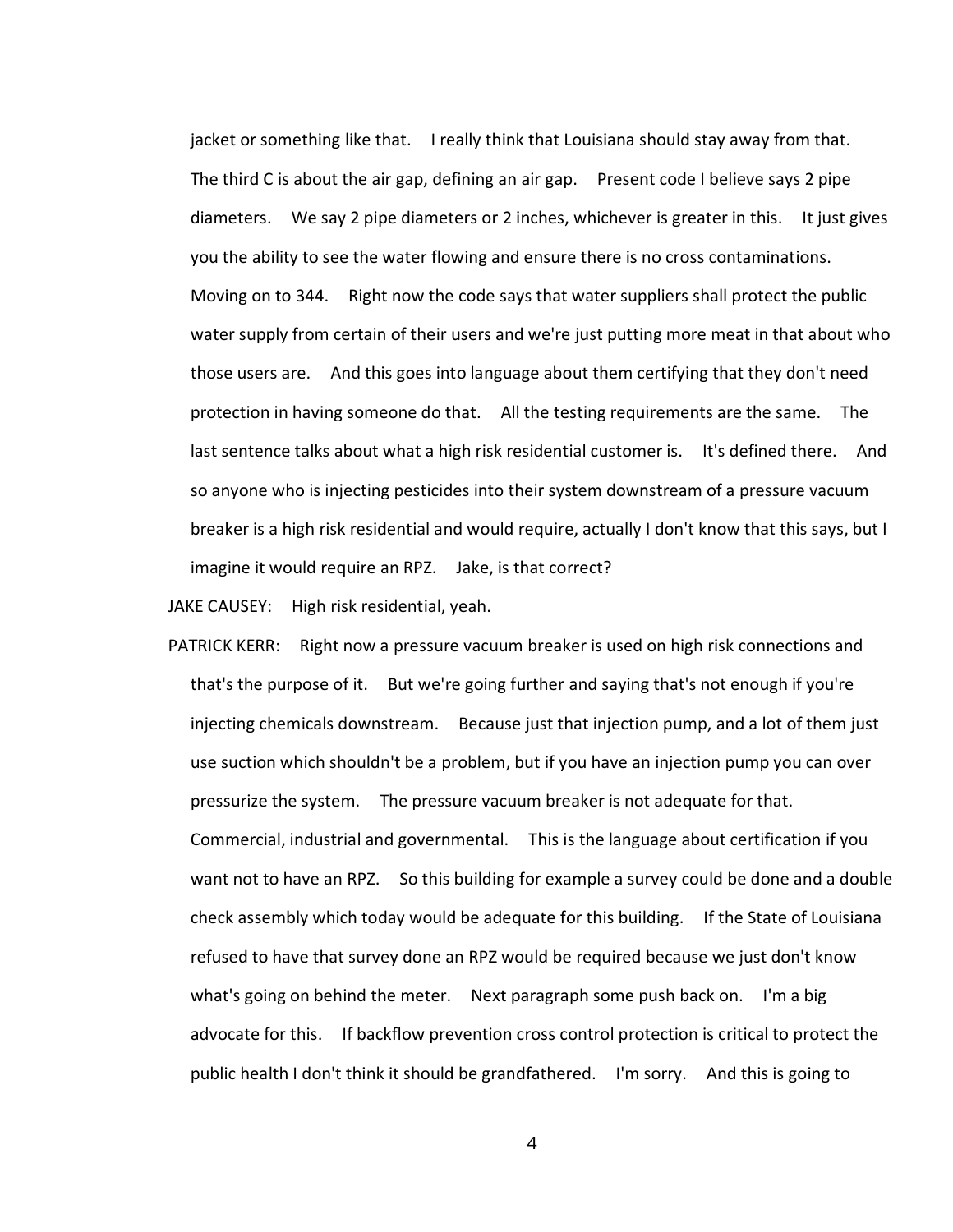jacket or something like that. I really think that Louisiana should stay away from that. The third C is about the air gap, defining an air gap. Present code I believe says 2 pipe diameters. We say 2 pipe diameters or 2 inches, whichever is greater in this. It just gives you the ability to see the water flowing and ensure there is no cross contaminations. Moving on to 344. Right now the code says that water suppliers shall protect the public water supply from certain of their users and we're just putting more meat in that about who those users are. And this goes into language about them certifying that they don't need protection in having someone do that. All the testing requirements are the same. The last sentence talks about what a high risk residential customer is. It's defined there. And so anyone who is injecting pesticides into their system downstream of a pressure vacuum breaker is a high risk residential and would require, actually I don't know that this says, but I imagine it would require an RPZ. Jake, is that correct?

JAKE CAUSEY: High risk residential, yeah.

PATRICK KERR: Right now a pressure vacuum breaker is used on high risk connections and that's the purpose of it. But we're going further and saying that's not enough if you're injecting chemicals downstream. Because just that injection pump, and a lot of them just use suction which shouldn't be a problem, but if you have an injection pump you can over pressurize the system. The pressure vacuum breaker is not adequate for that. Commercial, industrial and governmental. This is the language about certification if you want not to have an RPZ. So this building for example a survey could be done and a double check assembly which today would be adequate for this building. If the State of Louisiana refused to have that survey done an RPZ would be required because we just don't know what's going on behind the meter. Next paragraph some push back on. I'm a big advocate for this. If backflow prevention cross control protection is critical to protect the public health I don't think it should be grandfathered. I'm sorry. And this is going to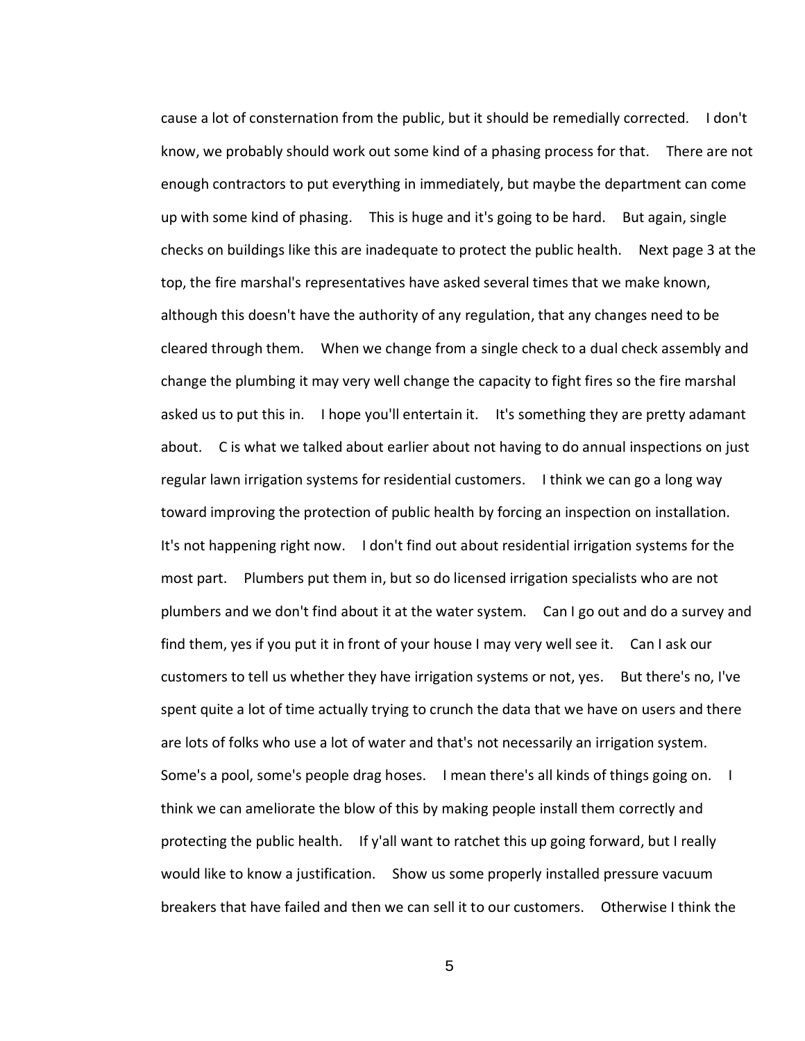cause a lot of consternation from the public, but it should be remedially corrected. I don't know, we probably should work out some kind of a phasing process for that. There are not enough contractors to put everything in immediately, but maybe the department can come up with some kind of phasing. This is huge and it's going to be hard. But again, single checks on buildings like this are inadequate to protect the public health. Next page 3 at the top, the fire marshal's representatives have asked several times that we make known, although this doesn't have the authority of any regulation, that any changes need to be cleared through them. When we change from a single check to a dual check assembly and change the plumbing it may very well change the capacity to fight fires so the fire marshal asked us to put this in. I hope you'll entertain it. It's something they are pretty adamant about. C is what we talked about earlier about not having to do annual inspections on just regular lawn irrigation systems for residential customers. I think we can go a long way toward improving the protection of public health by forcing an inspection on installation. It's not happening right now. I don't find out about residential irrigation systems for the most part. Plumbers put them in, but so do licensed irrigation specialists who are not plumbers and we don't find about it at the water system. Can I go out and do a survey and find them, yes if you put it in front of your house I may very well see it. Can I ask our customers to tell us whether they have irrigation systems or not, yes. But there's no, I've spent quite a lot of time actually trying to crunch the data that we have on users and there are lots of folks who use a lot of water and that's not necessarily an irrigation system. Some's a pool, some's people drag hoses. I mean there's all kinds of things going on. I think we can ameliorate the blow of this by making people install them correctly and protecting the public health. If y'all want to ratchet this up going forward, but I really would like to know a justification. Show us some properly installed pressure vacuum breakers that have failed and then we can sell it to our customers. Otherwise I think the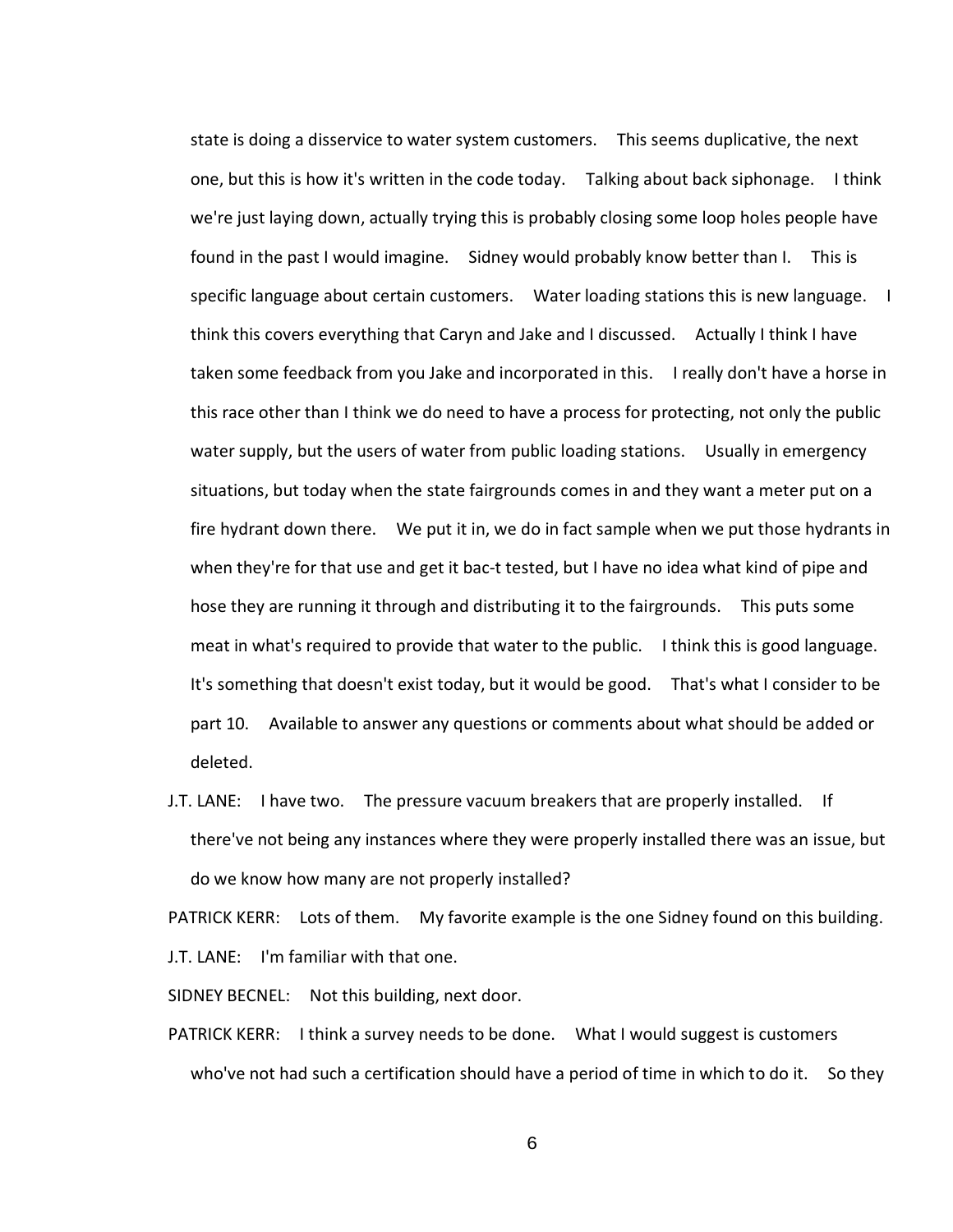state is doing a disservice to water system customers. This seems duplicative, the next one, but this is how it's written in the code today. Talking about back siphonage. I think we're just laying down, actually trying this is probably closing some loop holes people have found in the past I would imagine. Sidney would probably know better than I. This is specific language about certain customers. Water loading stations this is new language. I think this covers everything that Caryn and Jake and I discussed. Actually I think I have taken some feedback from you Jake and incorporated in this. I really don't have a horse in this race other than I think we do need to have a process for protecting, not only the public water supply, but the users of water from public loading stations. Usually in emergency situations, but today when the state fairgrounds comes in and they want a meter put on a fire hydrant down there. We put it in, we do in fact sample when we put those hydrants in when they're for that use and get it bac-t tested, but I have no idea what kind of pipe and hose they are running it through and distributing it to the fairgrounds. This puts some meat in what's required to provide that water to the public. I think this is good language. It's something that doesn't exist today, but it would be good. That's what I consider to be part 10. Available to answer any questions or comments about what should be added or deleted.

J.T. LANE: I have two. The pressure vacuum breakers that are properly installed. If there've not being any instances where they were properly installed there was an issue, but do we know how many are not properly installed?

PATRICK KERR: Lots of them. My favorite example is the one Sidney found on this building.

J.T. LANE: I'm familiar with that one.

SIDNEY BECNEL: Not this building, next door.

PATRICK KERR: I think a survey needs to be done. What I would suggest is customers who've not had such a certification should have a period of time in which to do it. So they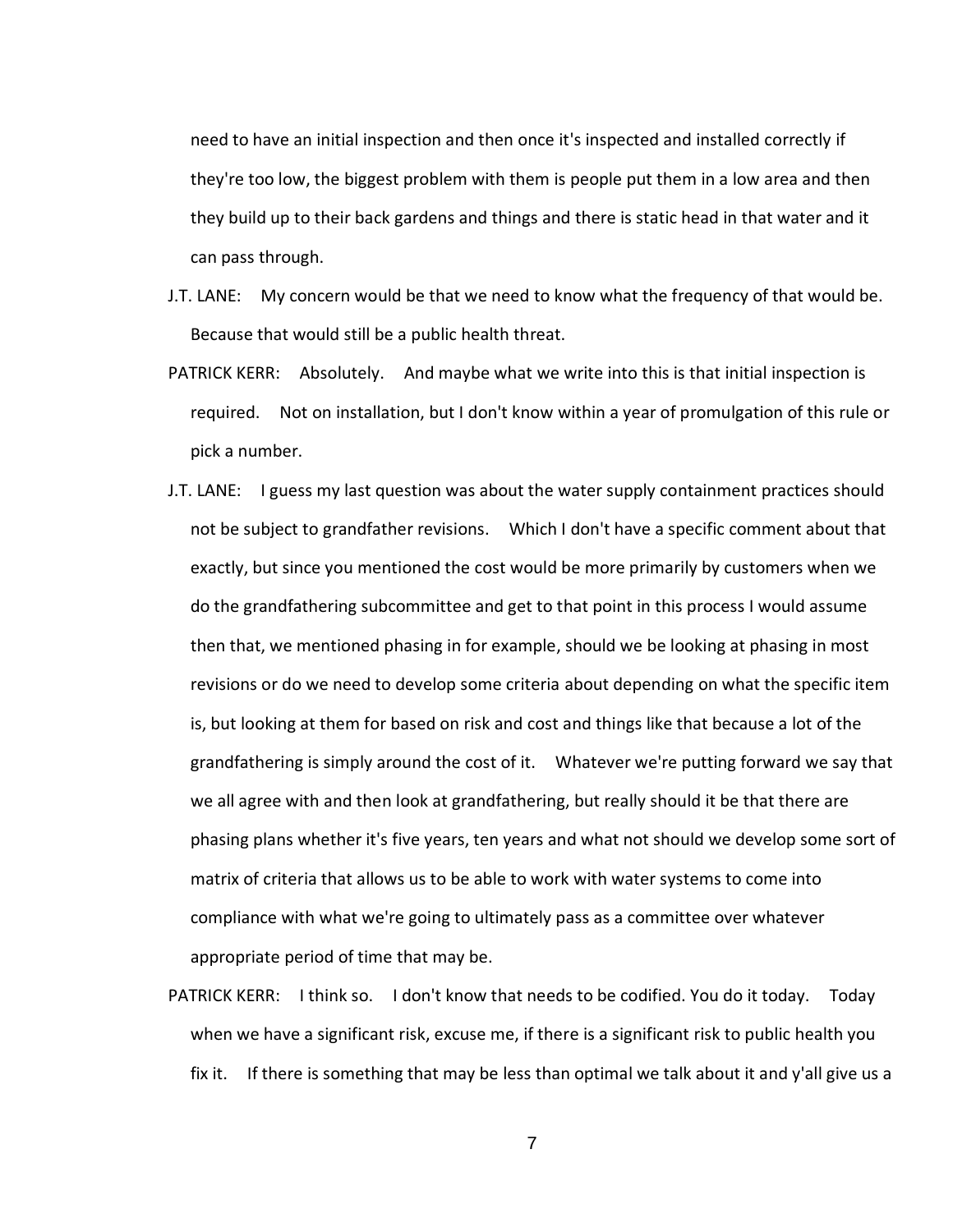need to have an initial inspection and then once it's inspected and installed correctly if they're too low, the biggest problem with them is people put them in a low area and then they build up to their back gardens and things and there is static head in that water and it can pass through.

J.T. LANE: My concern would be that we need to know what the frequency of that would be. Because that would still be a public health threat.

PATRICK KERR: Absolutely. And maybe what we write into this is that initial inspection is required. Not on installation, but I don't know within a year of promulgation of this rule or pick a number.

J.T. LANE: I guess my last question was about the water supply containment practices should not be subject to grandfather revisions. Which I don't have a specific comment about that exactly, but since you mentioned the cost would be more primarily by customers when we do the grandfathering subcommittee and get to that point in this process I would assume then that, we mentioned phasing in for example, should we be looking at phasing in most revisions or do we need to develop some criteria about depending on what the specific item is, but looking at them for based on risk and cost and things like that because a lot of the grandfathering is simply around the cost of it. Whatever we're putting forward we say that we all agree with and then look at grandfathering, but really should it be that there are phasing plans whether it's five years, ten years and what not should we develop some sort of matrix of criteria that allows us to be able to work with water systems to come into compliance with what we're going to ultimately pass as a committee over whatever appropriate period of time that may be.

PATRICK KERR: I think so. I don't know that needs to be codified. You do it today. Today when we have a significant risk, excuse me, if there is a significant risk to public health you fix it. If there is something that may be less than optimal we talk about it and y'all give us a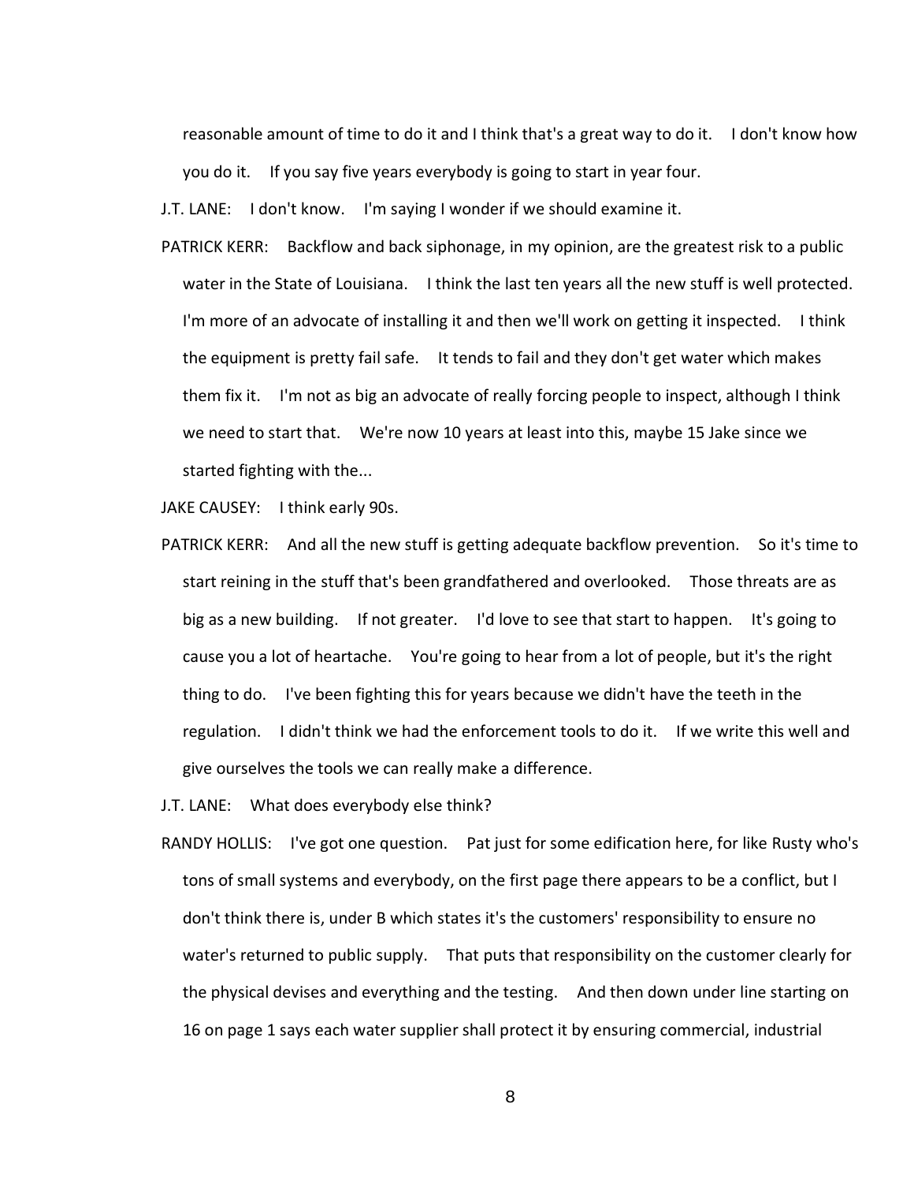reasonable amount of time to do it and I think that's a great way to do it. I don't know how you do it. If you say five years everybody is going to start in year four.

J.T. LANE: I don't know. I'm saying I wonder if we should examine it.

PATRICK KERR: Backflow and back siphonage, in my opinion, are the greatest risk to a public water in the State of Louisiana. I think the last ten years all the new stuff is well protected. I'm more of an advocate of installing it and then we'll work on getting it inspected. I think the equipment is pretty fail safe. It tends to fail and they don't get water which makes them fix it. I'm not as big an advocate of really forcing people to inspect, although I think we need to start that. We're now 10 years at least into this, maybe 15 Jake since we started fighting with the...

JAKE CAUSEY: I think early 90s.

PATRICK KERR: And all the new stuff is getting adequate backflow prevention. So it's time to start reining in the stuff that's been grandfathered and overlooked. Those threats are as big as a new building. If not greater. I'd love to see that start to happen. It's going to cause you a lot of heartache. You're going to hear from a lot of people, but it's the right thing to do. I've been fighting this for years because we didn't have the teeth in the regulation. I didn't think we had the enforcement tools to do it. If we write this well and give ourselves the tools we can really make a difference.

J.T. LANE: What does everybody else think?

RANDY HOLLIS: I've got one question. Pat just for some edification here, for like Rusty who's tons of small systems and everybody, on the first page there appears to be a conflict, but I don't think there is, under B which states it's the customers' responsibility to ensure no water's returned to public supply. That puts that responsibility on the customer clearly for the physical devises and everything and the testing. And then down under line starting on 16 on page 1 says each water supplier shall protect it by ensuring commercial, industrial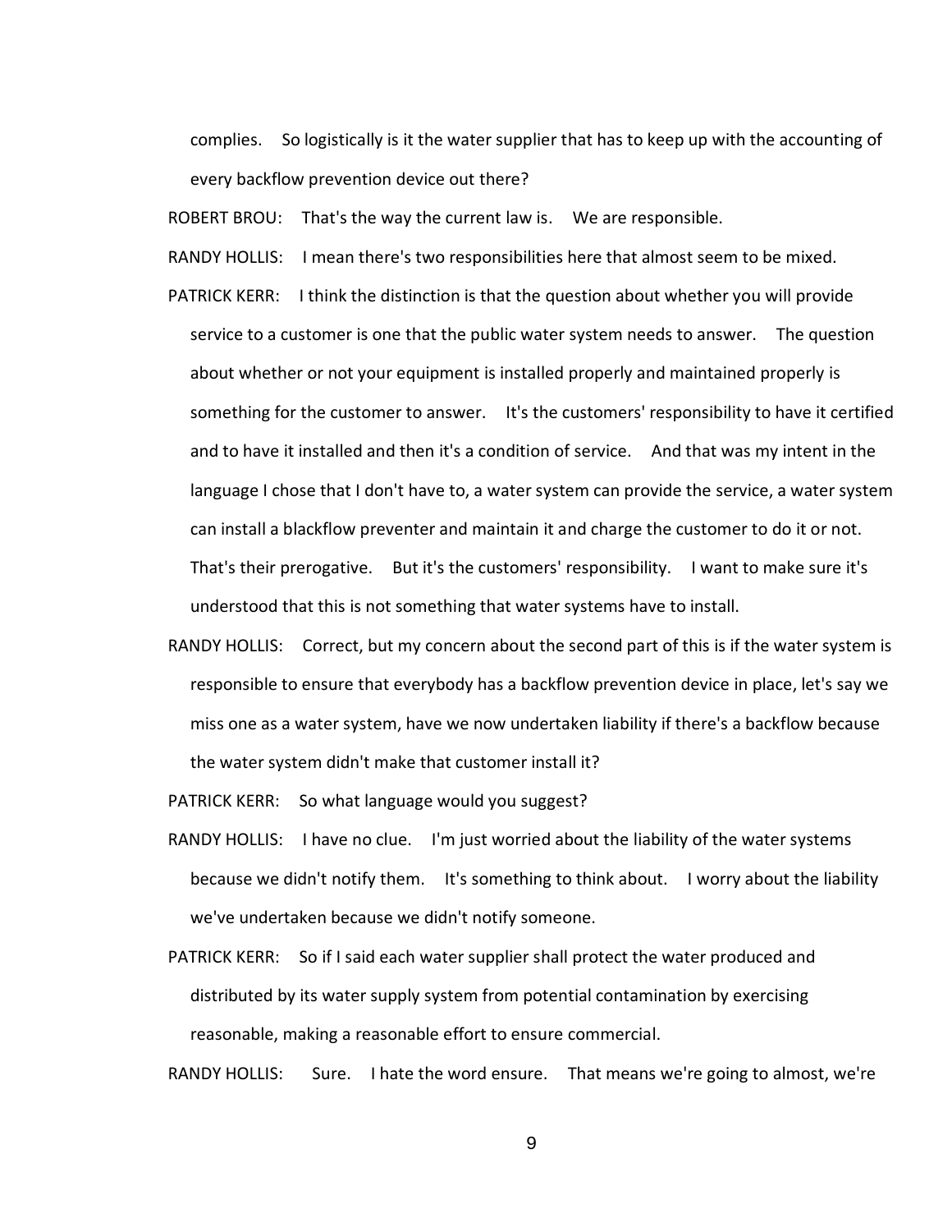complies. So logistically is it the water supplier that has to keep up with the accounting of every backflow prevention device out there?

ROBERT BROU: That's the way the current law is. We are responsible.

RANDY HOLLIS: I mean there's two responsibilities here that almost seem to be mixed.

PATRICK KERR: I think the distinction is that the question about whether you will provide service to a customer is one that the public water system needs to answer. The question about whether or not your equipment is installed properly and maintained properly is something for the customer to answer. It's the customers' responsibility to have it certified and to have it installed and then it's a condition of service. And that was my intent in the language I chose that I don't have to, a water system can provide the service, a water system can install a blackflow preventer and maintain it and charge the customer to do it or not. That's their prerogative. But it's the customers' responsibility. I want to make sure it's understood that this is not something that water systems have to install.

RANDY HOLLIS: Correct, but my concern about the second part of this is if the water system is responsible to ensure that everybody has a backflow prevention device in place, let's say we miss one as a water system, have we now undertaken liability if there's a backflow because the water system didn't make that customer install it?

PATRICK KERR: So what language would you suggest?

RANDY HOLLIS: I have no clue. I'm just worried about the liability of the water systems because we didn't notify them. It's something to think about. I worry about the liability we've undertaken because we didn't notify someone.

PATRICK KERR: So if I said each water supplier shall protect the water produced and distributed by its water supply system from potential contamination by exercising reasonable, making a reasonable effort to ensure commercial.

RANDY HOLLIS: Sure. I hate the word ensure. That means we're going to almost, we're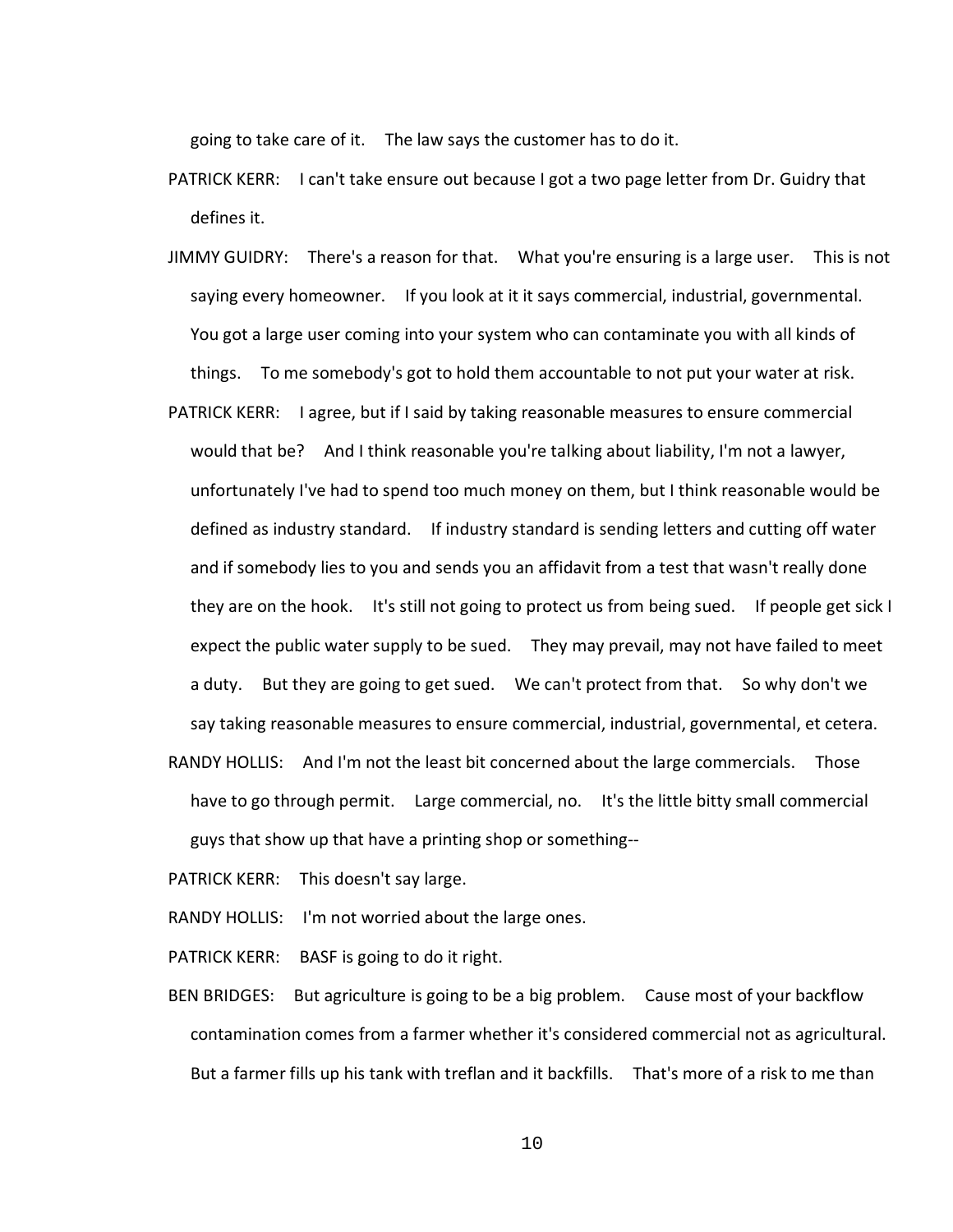going to take care of it. The law says the customer has to do it.

PATRICK KERR: I can't take ensure out because I got a two page letter from Dr. Guidry that defines it.

JIMMY GUIDRY: There's a reason for that. What you're ensuring is a large user. This is not saying every homeowner. If you look at it it says commercial, industrial, governmental. You got a large user coming into your system who can contaminate you with all kinds of things. To me somebody's got to hold them accountable to not put your water at risk.

PATRICK KERR: I agree, but if I said by taking reasonable measures to ensure commercial would that be? And I think reasonable you're talking about liability, I'm not a lawyer, unfortunately I've had to spend too much money on them, but I think reasonable would be defined as industry standard. If industry standard is sending letters and cutting off water and if somebody lies to you and sends you an affidavit from a test that wasn't really done they are on the hook. It's still not going to protect us from being sued. If people get sick I expect the public water supply to be sued. They may prevail, may not have failed to meet a duty. But they are going to get sued. We can't protect from that. So why don't we say taking reasonable measures to ensure commercial, industrial, governmental, et cetera.

RANDY HOLLIS: And I'm not the least bit concerned about the large commercials. Those have to go through permit. Large commercial, no. It's the little bitty small commercial guys that show up that have a printing shop or something--

PATRICK KERR: This doesn't say large.

RANDY HOLLIS: I'm not worried about the large ones.

PATRICK KERR: BASF is going to do it right.

BEN BRIDGES: But agriculture is going to be a big problem. Cause most of your backflow contamination comes from a farmer whether it's considered commercial not as agricultural. But a farmer fills up his tank with treflan and it backfills. That's more of a risk to me than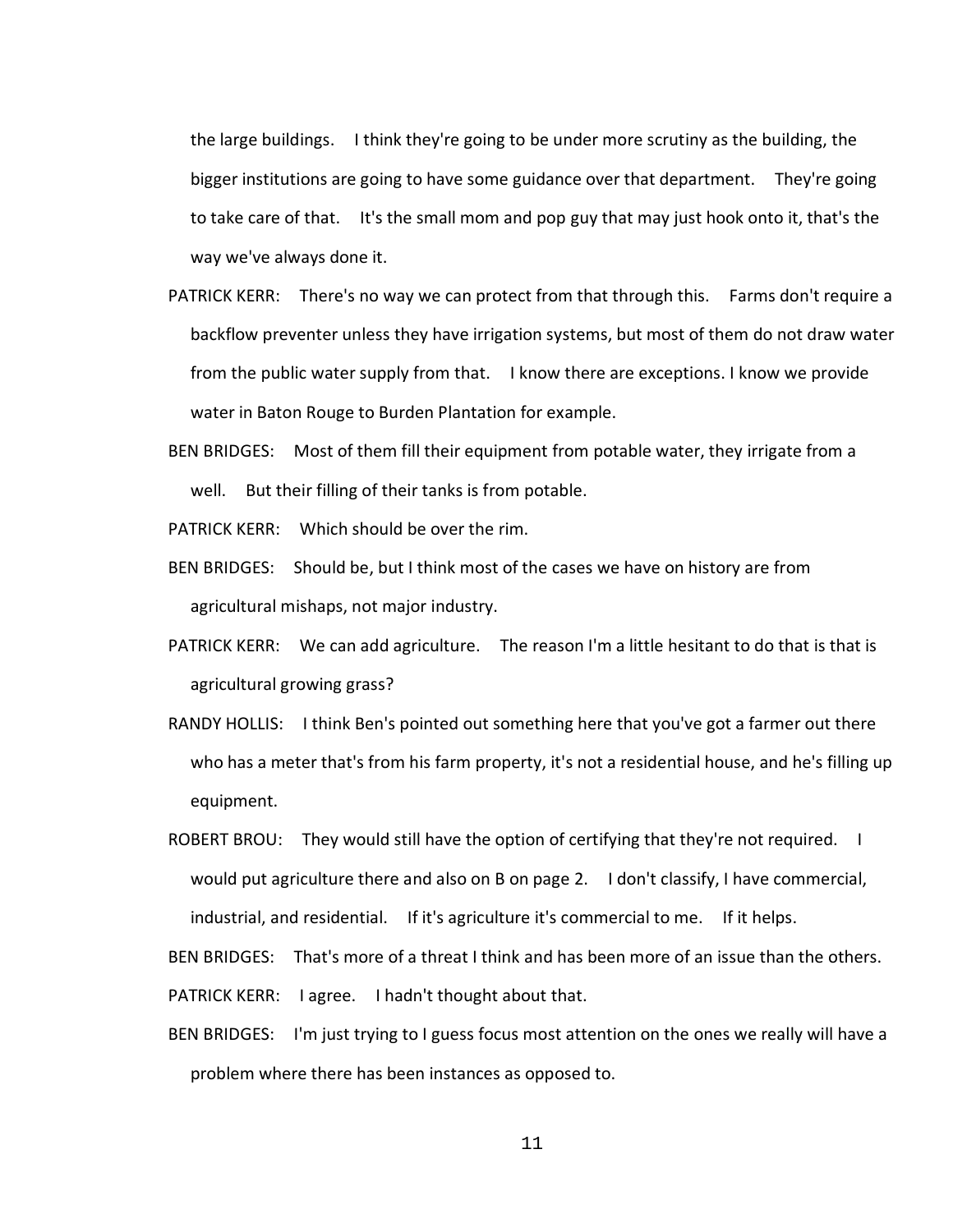the large buildings. I think they're going to be under more scrutiny as the building, the bigger institutions are going to have some guidance over that department. They're going to take care of that. It's the small mom and pop guy that may just hook onto it, that's the way we've always done it.

PATRICK KERR: There's no way we can protect from that through this. Farms don't require a backflow preventer unless they have irrigation systems, but most of them do not draw water from the public water supply from that. I know there are exceptions. I know we provide water in Baton Rouge to Burden Plantation for example.

BEN BRIDGES: Most of them fill their equipment from potable water, they irrigate from a well. But their filling of their tanks is from potable.

PATRICK KERR: Which should be over the rim.

BEN BRIDGES: Should be, but I think most of the cases we have on history are from agricultural mishaps, not major industry.

PATRICK KERR: We can add agriculture. The reason I'm a little hesitant to do that is that is agricultural growing grass?

RANDY HOLLIS: I think Ben's pointed out something here that you've got a farmer out there who has a meter that's from his farm property, it's not a residential house, and he's filling up equipment.

ROBERT BROU: They would still have the option of certifying that they're not required. I would put agriculture there and also on B on page 2. I don't classify, I have commercial, industrial, and residential. If it's agriculture it's commercial to me. If it helps.

BEN BRIDGES: That's more of a threat I think and has been more of an issue than the others.

PATRICK KERR: I agree. I hadn't thought about that.

BEN BRIDGES: I'm just trying to I guess focus most attention on the ones we really will have a problem where there has been instances as opposed to.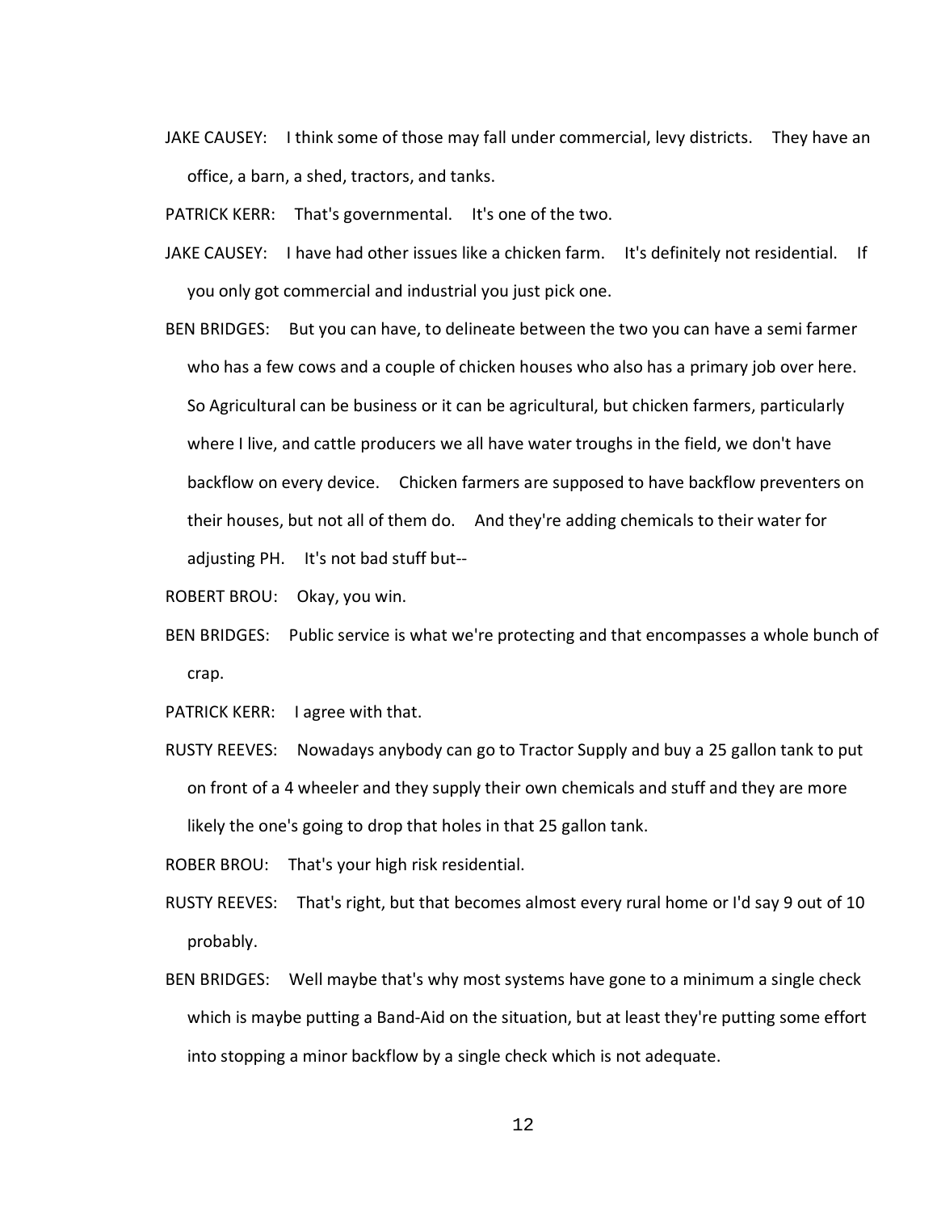JAKE CAUSEY: I think some of those may fall under commercial, levy districts. They have an office, a barn, a shed, tractors, and tanks.

PATRICK KERR: That's governmental. It's one of the two.

JAKE CAUSEY: I have had other issues like a chicken farm. It's definitely not residential. If you only got commercial and industrial you just pick one.

BEN BRIDGES: But you can have, to delineate between the two you can have a semi farmer who has a few cows and a couple of chicken houses who also has a primary job over here. So Agricultural can be business or it can be agricultural, but chicken farmers, particularly where I live, and cattle producers we all have water troughs in the field, we don't have backflow on every device. Chicken farmers are supposed to have backflow preventers on their houses, but not all of them do. And they're adding chemicals to their water for adjusting PH. It's not bad stuff but--

ROBERT BROU: Okay, you win.

BEN BRIDGES: Public service is what we're protecting and that encompasses a whole bunch of crap.

PATRICK KERR: I agree with that.

RUSTY REEVES: Nowadays anybody can go to Tractor Supply and buy a 25 gallon tank to put on front of a 4 wheeler and they supply their own chemicals and stuff and they are more likely the one's going to drop that holes in that 25 gallon tank.

ROBER BROU: That's your high risk residential.

RUSTY REEVES: That's right, but that becomes almost every rural home or I'd say 9 out of 10 probably.

BEN BRIDGES: Well maybe that's why most systems have gone to a minimum a single check which is maybe putting a Band-Aid on the situation, but at least they're putting some effort into stopping a minor backflow by a single check which is not adequate.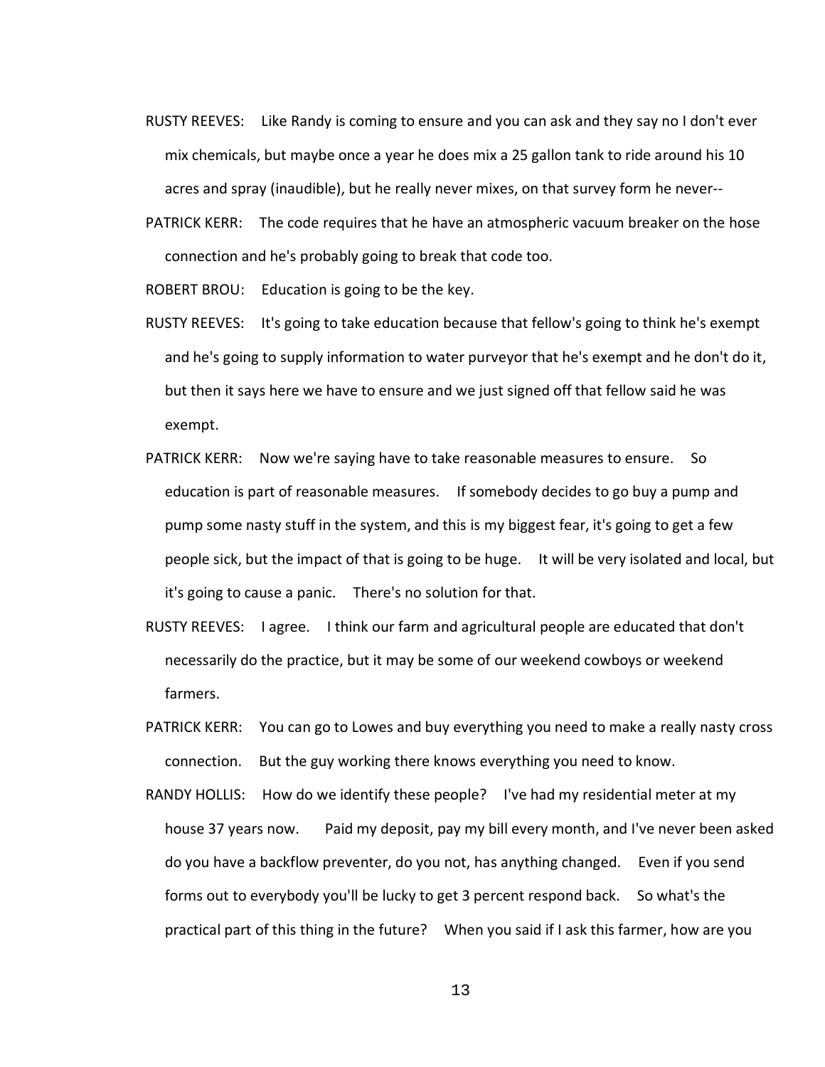RUSTY REEVES: Like Randy is coming to ensure and you can ask and they say no I don't ever mix chemicals, but maybe once a year he does mix a 25 gallon tank to ride around his 10 acres and spray (inaudible), but he really never mixes, on that survey form he never--

PATRICK KERR: The code requires that he have an atmospheric vacuum breaker on the hose connection and he's probably going to break that code too.

ROBERT BROU: Education is going to be the key.

RUSTY REEVES: It's going to take education because that fellow's going to think he's exempt and he's going to supply information to water purveyor that he's exempt and he don't do it, but then it says here we have to ensure and we just signed off that fellow said he was exempt.

PATRICK KERR: Now we're saying have to take reasonable measures to ensure. So education is part of reasonable measures. If somebody decides to go buy a pump and pump some nasty stuff in the system, and this is my biggest fear, it's going to get a few people sick, but the impact of that is going to be huge. It will be very isolated and local, but it's going to cause a panic. There's no solution for that.

RUSTY REEVES: I agree. I think our farm and agricultural people are educated that don't necessarily do the practice, but it may be some of our weekend cowboys or weekend farmers.

PATRICK KERR: You can go to Lowes and buy everything you need to make a really nasty cross connection. But the guy working there knows everything you need to know.

RANDY HOLLIS: How do we identify these people? I've had my residential meter at my house 37 years now. Paid my deposit, pay my bill every month, and I've never been asked do you have a backflow preventer, do you not, has anything changed. Even if you send forms out to everybody you'll be lucky to get 3 percent respond back. So what's the practical part of this thing in the future? When you said if I ask this farmer, how are you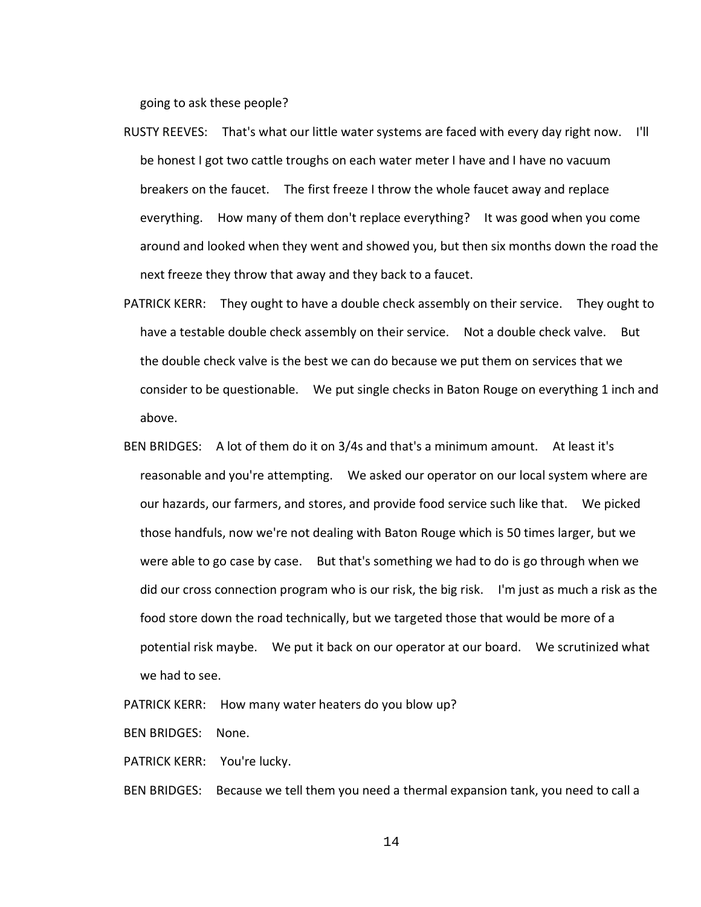going to ask these people?

RUSTY REEVES: That's what our little water systems are faced with every day right now. I'll be honest I got two cattle troughs on each water meter I have and I have no vacuum breakers on the faucet. The first freeze I throw the whole faucet away and replace everything. How many of them don't replace everything? It was good when you come around and looked when they went and showed you, but then six months down the road the next freeze they throw that away and they back to a faucet.

PATRICK KERR: They ought to have a double check assembly on their service. They ought to have a testable double check assembly on their service. Not a double check valve. But the double check valve is the best we can do because we put them on services that we consider to be questionable. We put single checks in Baton Rouge on everything 1 inch and above.

BEN BRIDGES: A lot of them do it on 3/4s and that's a minimum amount. At least it's reasonable and you're attempting. We asked our operator on our local system where are our hazards, our farmers, and stores, and provide food service such like that. We picked those handfuls, now we're not dealing with Baton Rouge which is 50 times larger, but we were able to go case by case. But that's something we had to do is go through when we did our cross connection program who is our risk, the big risk. I'm just as much a risk as the food store down the road technically, but we targeted those that would be more of a potential risk maybe. We put it back on our operator at our board. We scrutinized what we had to see.

PATRICK KERR: How many water heaters do you blow up?

BEN BRIDGES: None.

PATRICK KERR: You're lucky.

BEN BRIDGES: Because we tell them you need a thermal expansion tank, you need to call a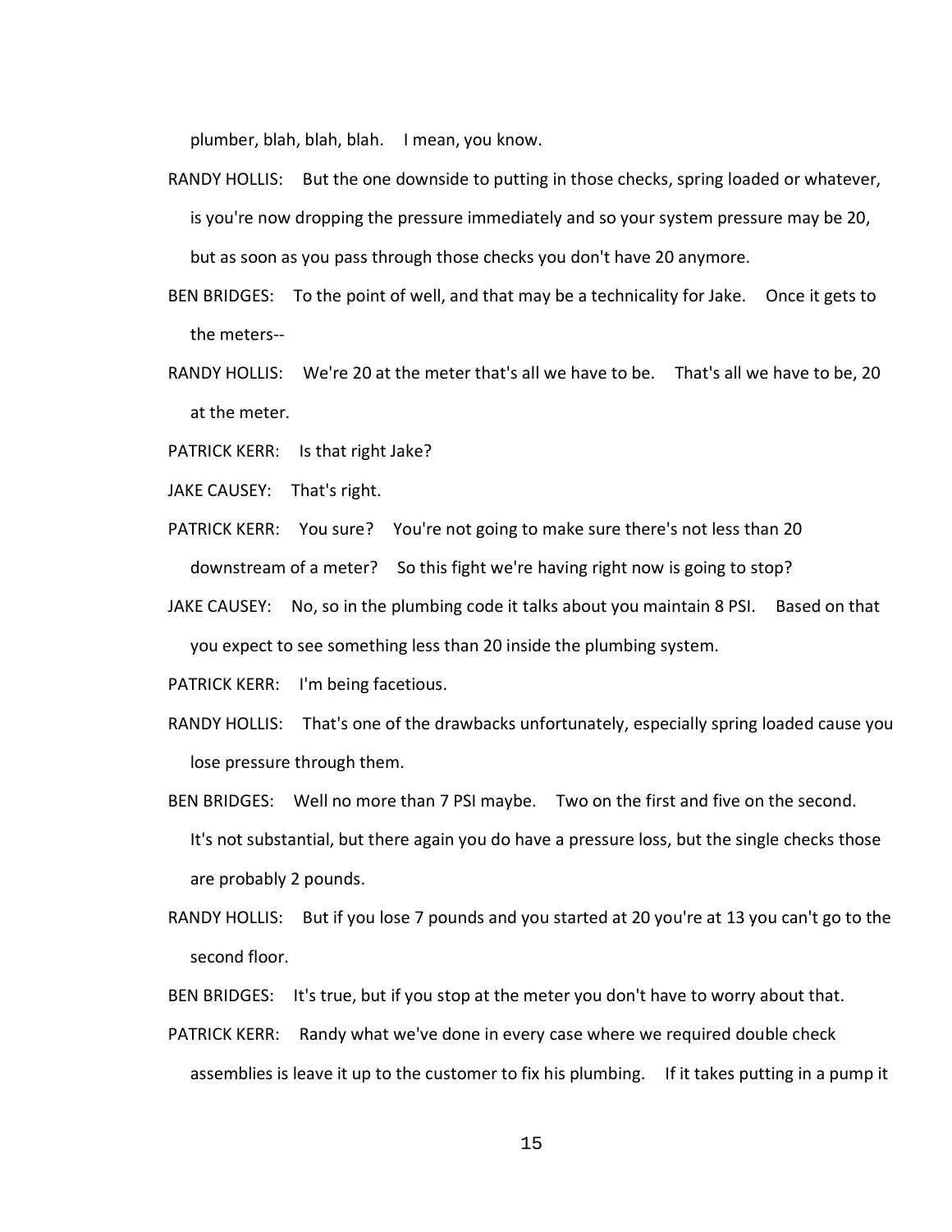plumber, blah, blah, blah. I mean, you know.

RANDY HOLLIS: But the one downside to putting in those checks, spring loaded or whatever, is you're now dropping the pressure immediately and so your system pressure may be 20, but as soon as you pass through those checks you don't have 20 anymore.

BEN BRIDGES: To the point of well, and that may be a technicality for Jake. Once it gets to the meters--

RANDY HOLLIS: We're 20 at the meter that's all we have to be. That's all we have to be, 20 at the meter.

PATRICK KERR: Is that right Jake?

JAKE CAUSEY: That's right.

PATRICK KERR: You sure? You're not going to make sure there's not less than 20 downstream of a meter? So this fight we're having right now is going to stop?

JAKE CAUSEY: No, so in the plumbing code it talks about you maintain 8 PSI. Based on that you expect to see something less than 20 inside the plumbing system.

PATRICK KERR: I'm being facetious.

RANDY HOLLIS: That's one of the drawbacks unfortunately, especially spring loaded cause you lose pressure through them.

BEN BRIDGES: Well no more than 7 PSI maybe. Two on the first and five on the second. It's not substantial, but there again you do have a pressure loss, but the single checks those are probably 2 pounds.

RANDY HOLLIS: But if you lose 7 pounds and you started at 20 you're at 13 you can't go to the second floor.

BEN BRIDGES: It's true, but if you stop at the meter you don't have to worry about that.

PATRICK KERR: Randy what we've done in every case where we required double check assemblies is leave it up to the customer to fix his plumbing. If it takes putting in a pump it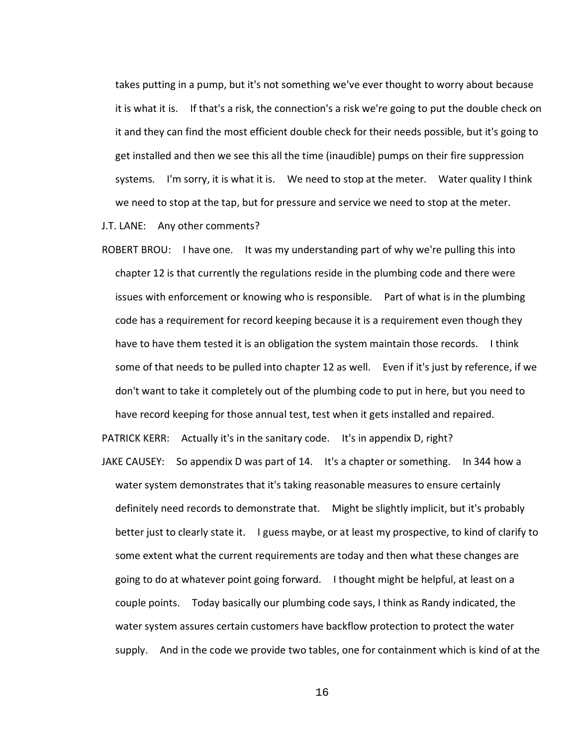takes putting in a pump, but it's not something we've ever thought to worry about because it is what it is. If that's a risk, the connection's a risk we're going to put the double check on it and they can find the most efficient double check for their needs possible, but it's going to get installed and then we see this all the time (inaudible) pumps on their fire suppression systems. I'm sorry, it is what it is. We need to stop at the meter. Water quality I think we need to stop at the tap, but for pressure and service we need to stop at the meter.

J.T. LANE: Any other comments?

ROBERT BROU: I have one. It was my understanding part of why we're pulling this into chapter 12 is that currently the regulations reside in the plumbing code and there were issues with enforcement or knowing who is responsible. Part of what is in the plumbing code has a requirement for record keeping because it is a requirement even though they have to have them tested it is an obligation the system maintain those records. I think some of that needs to be pulled into chapter 12 as well. Even if it's just by reference, if we don't want to take it completely out of the plumbing code to put in here, but you need to have record keeping for those annual test, test when it gets installed and repaired.

PATRICK KERR: Actually it's in the sanitary code. It's in appendix D, right?

JAKE CAUSEY: So appendix D was part of 14. It's a chapter or something. In 344 how a water system demonstrates that it's taking reasonable measures to ensure certainly definitely need records to demonstrate that. Might be slightly implicit, but it's probably better just to clearly state it. I guess maybe, or at least my prospective, to kind of clarify to some extent what the current requirements are today and then what these changes are going to do at whatever point going forward. I thought might be helpful, at least on a couple points. Today basically our plumbing code says, I think as Randy indicated, the water system assures certain customers have backflow protection to protect the water supply. And in the code we provide two tables, one for containment which is kind of at the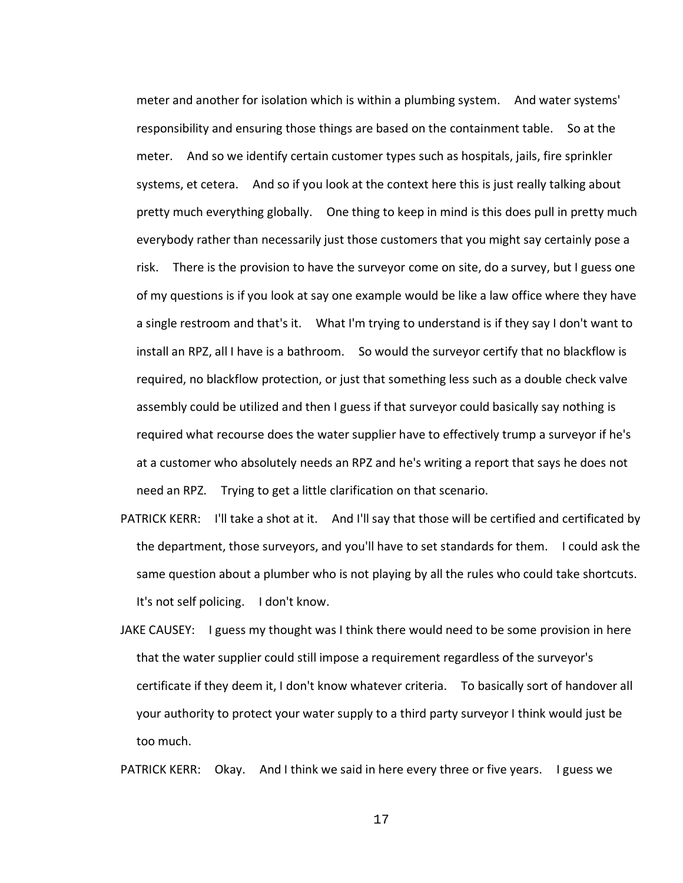meter and another for isolation which is within a plumbing system. And water systems' responsibility and ensuring those things are based on the containment table. So at the meter. And so we identify certain customer types such as hospitals, jails, fire sprinkler systems, et cetera. And so if you look at the context here this is just really talking about pretty much everything globally. One thing to keep in mind is this does pull in pretty much everybody rather than necessarily just those customers that you might say certainly pose a risk. There is the provision to have the surveyor come on site, do a survey, but I guess one of my questions is if you look at say one example would be like a law office where they have a single restroom and that's it. What I'm trying to understand is if they say I don't want to install an RPZ, all I have is a bathroom. So would the surveyor certify that no blackflow is required, no blackflow protection, or just that something less such as a double check valve assembly could be utilized and then I guess if that surveyor could basically say nothing is required what recourse does the water supplier have to effectively trump a surveyor if he's at a customer who absolutely needs an RPZ and he's writing a report that says he does not need an RPZ. Trying to get a little clarification on that scenario.

PATRICK KERR: I'll take a shot at it. And I'll say that those will be certified and certificated by the department, those surveyors, and you'll have to set standards for them. I could ask the same question about a plumber who is not playing by all the rules who could take shortcuts. It's not self policing. I don't know.

JAKE CAUSEY: I guess my thought was I think there would need to be some provision in here that the water supplier could still impose a requirement regardless of the surveyor's certificate if they deem it, I don't know whatever criteria. To basically sort of handover all your authority to protect your water supply to a third party surveyor I think would just be too much.

PATRICK KERR: Okay. And I think we said in here every three or five years. I guess we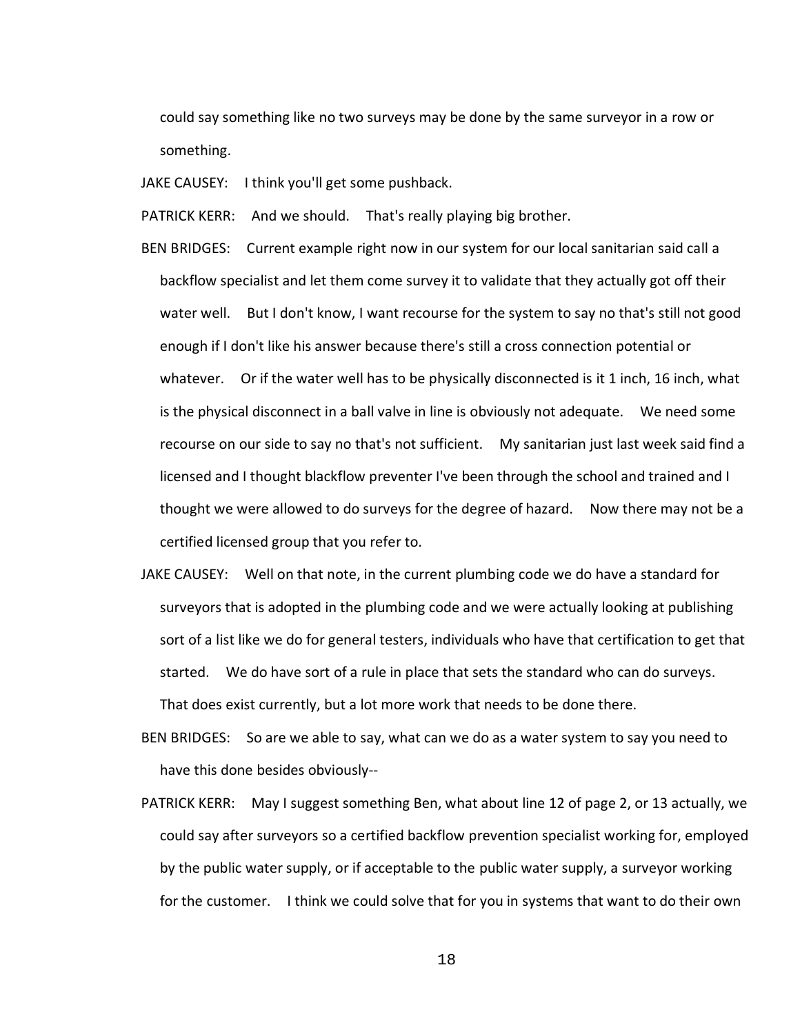could say something like no two surveys may be done by the same surveyor in a row or something.

JAKE CAUSEY: I think you'll get some pushback.

PATRICK KERR: And we should. That's really playing big brother.

BEN BRIDGES: Current example right now in our system for our local sanitarian said call a backflow specialist and let them come survey it to validate that they actually got off their water well. But I don't know, I want recourse for the system to say no that's still not good enough if I don't like his answer because there's still a cross connection potential or whatever. Or if the water well has to be physically disconnected is it 1 inch, 16 inch, what is the physical disconnect in a ball valve in line is obviously not adequate. We need some recourse on our side to say no that's not sufficient. My sanitarian just last week said find a licensed and I thought blackflow preventer I've been through the school and trained and I thought we were allowed to do surveys for the degree of hazard. Now there may not be a certified licensed group that you refer to.

JAKE CAUSEY: Well on that note, in the current plumbing code we do have a standard for surveyors that is adopted in the plumbing code and we were actually looking at publishing sort of a list like we do for general testers, individuals who have that certification to get that started. We do have sort of a rule in place that sets the standard who can do surveys. That does exist currently, but a lot more work that needs to be done there.

BEN BRIDGES: So are we able to say, what can we do as a water system to say you need to have this done besides obviously--

PATRICK KERR: May I suggest something Ben, what about line 12 of page 2, or 13 actually, we could say after surveyors so a certified backflow prevention specialist working for, employed by the public water supply, or if acceptable to the public water supply, a surveyor working for the customer. I think we could solve that for you in systems that want to do their own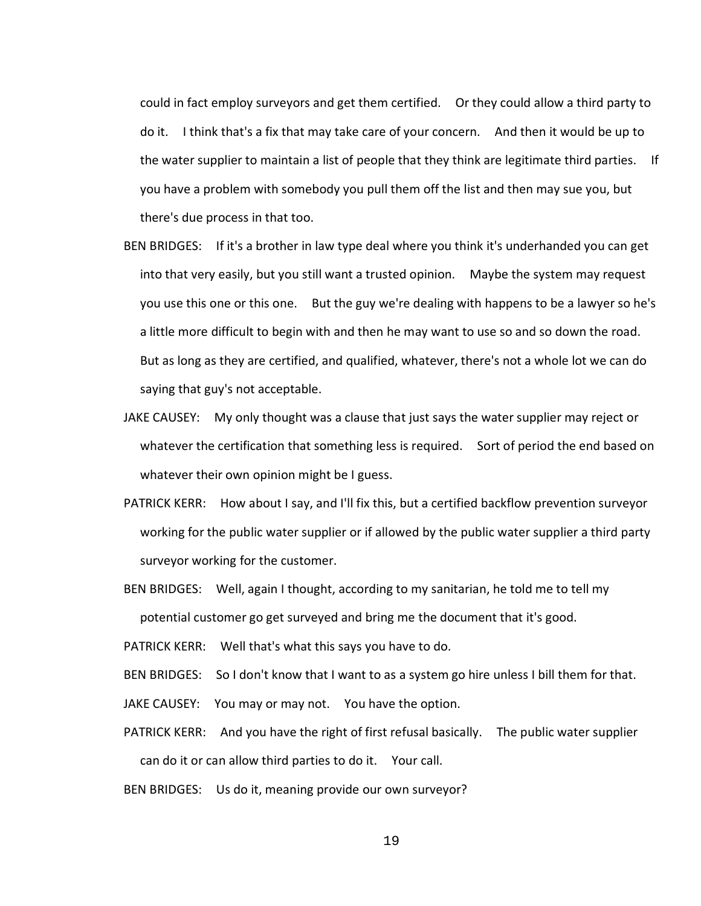could in fact employ surveyors and get them certified. Or they could allow a third party to do it. I think that's a fix that may take care of your concern. And then it would be up to the water supplier to maintain a list of people that they think are legitimate third parties. If you have a problem with somebody you pull them off the list and then may sue you, but there's due process in that too.

BEN BRIDGES: If it's a brother in law type deal where you think it's underhanded you can get into that very easily, but you still want a trusted opinion. Maybe the system may request you use this one or this one. But the guy we're dealing with happens to be a lawyer so he's a little more difficult to begin with and then he may want to use so and so down the road. But as long as they are certified, and qualified, whatever, there's not a whole lot we can do saying that guy's not acceptable.

JAKE CAUSEY: My only thought was a clause that just says the water supplier may reject or whatever the certification that something less is required. Sort of period the end based on whatever their own opinion might be I guess.

PATRICK KERR: How about I say, and I'll fix this, but a certified backflow prevention surveyor working for the public water supplier or if allowed by the public water supplier a third party surveyor working for the customer.

BEN BRIDGES: Well, again I thought, according to my sanitarian, he told me to tell my potential customer go get surveyed and bring me the document that it's good.

PATRICK KERR: Well that's what this says you have to do.

BEN BRIDGES: So I don't know that I want to as a system go hire unless I bill them for that.

JAKE CAUSEY: You may or may not. You have the option.

PATRICK KERR: And you have the right of first refusal basically. The public water supplier can do it or can allow third parties to do it. Your call.

BEN BRIDGES: Us do it, meaning provide our own surveyor?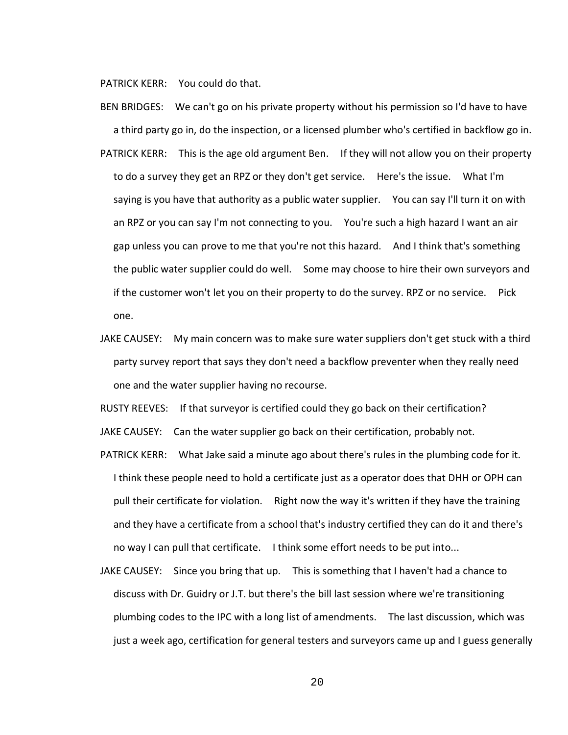PATRICK KERR: You could do that.

BEN BRIDGES: We can't go on his private property without his permission so I'd have to have a third party go in, do the inspection, or a licensed plumber who's certified in backflow go in.

PATRICK KERR: This is the age old argument Ben. If they will not allow you on their property to do a survey they get an RPZ or they don't get service. Here's the issue. What I'm saying is you have that authority as a public water supplier. You can say I'll turn it on with an RPZ or you can say I'm not connecting to you. You're such a high hazard I want an air gap unless you can prove to me that you're not this hazard. And I think that's something the public water supplier could do well. Some may choose to hire their own surveyors and if the customer won't let you on their property to do the survey. RPZ or no service. Pick one.

JAKE CAUSEY: My main concern was to make sure water suppliers don't get stuck with a third party survey report that says they don't need a backflow preventer when they really need one and the water supplier having no recourse.

RUSTY REEVES: If that surveyor is certified could they go back on their certification?

JAKE CAUSEY: Can the water supplier go back on their certification, probably not.

PATRICK KERR: What Jake said a minute ago about there's rules in the plumbing code for it. I think these people need to hold a certificate just as a operator does that DHH or OPH can pull their certificate for violation. Right now the way it's written if they have the training and they have a certificate from a school that's industry certified they can do it and there's no way I can pull that certificate. I think some effort needs to be put into...

JAKE CAUSEY: Since you bring that up. This is something that I haven't had a chance to discuss with Dr. Guidry or J.T. but there's the bill last session where we're transitioning plumbing codes to the IPC with a long list of amendments. The last discussion, which was just a week ago, certification for general testers and surveyors came up and I guess generally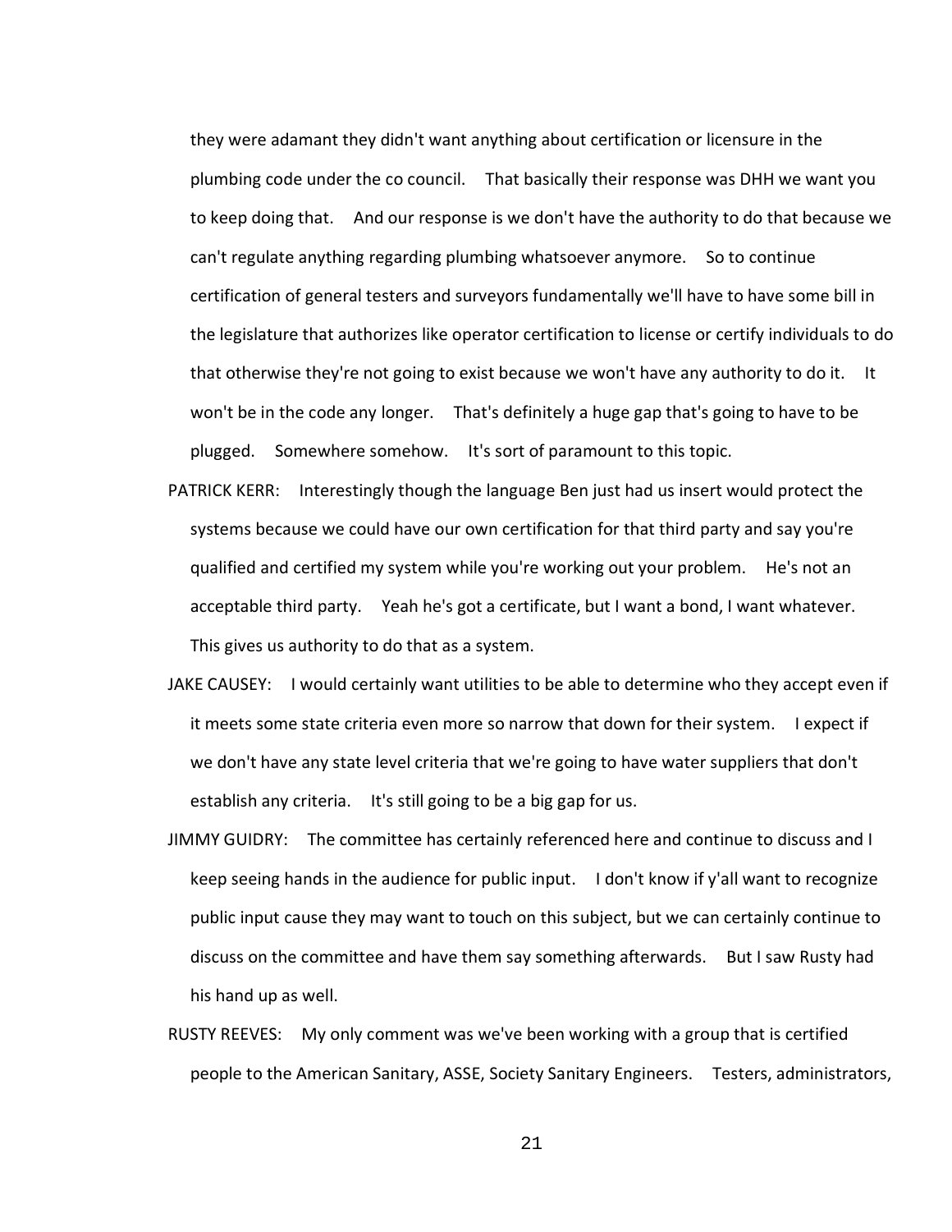they were adamant they didn't want anything about certification or licensure in the plumbing code under the co council. That basically their response was DHH we want you to keep doing that. And our response is we don't have the authority to do that because we can't regulate anything regarding plumbing whatsoever anymore. So to continue certification of general testers and surveyors fundamentally we'll have to have some bill in the legislature that authorizes like operator certification to license or certify individuals to do that otherwise they're not going to exist because we won't have any authority to do it. It won't be in the code any longer. That's definitely a huge gap that's going to have to be plugged. Somewhere somehow. It's sort of paramount to this topic.

PATRICK KERR: Interestingly though the language Ben just had us insert would protect the systems because we could have our own certification for that third party and say you're qualified and certified my system while you're working out your problem. He's not an acceptable third party. Yeah he's got a certificate, but I want a bond, I want whatever. This gives us authority to do that as a system.

JAKE CAUSEY: I would certainly want utilities to be able to determine who they accept even if it meets some state criteria even more so narrow that down for their system. I expect if we don't have any state level criteria that we're going to have water suppliers that don't establish any criteria. It's still going to be a big gap for us.

JIMMY GUIDRY: The committee has certainly referenced here and continue to discuss and I keep seeing hands in the audience for public input. I don't know if y'all want to recognize public input cause they may want to touch on this subject, but we can certainly continue to discuss on the committee and have them say something afterwards. But I saw Rusty had his hand up as well.

RUSTY REEVES: My only comment was we've been working with a group that is certified people to the American Sanitary, ASSE, Society Sanitary Engineers. Testers, administrators,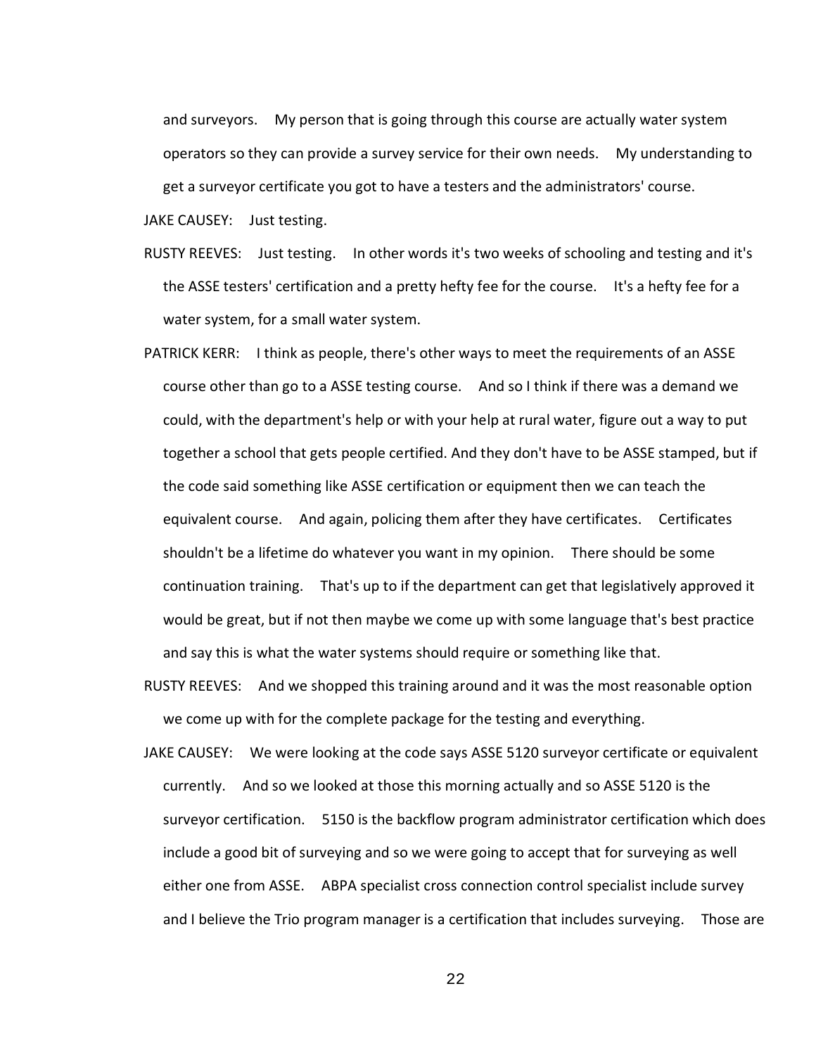and surveyors. My person that is going through this course are actually water system operators so they can provide a survey service for their own needs. My understanding to get a surveyor certificate you got to have a testers and the administrators' course.

JAKE CAUSEY: Just testing.

RUSTY REEVES: Just testing. In other words it's two weeks of schooling and testing and it's the ASSE testers' certification and a pretty hefty fee for the course. It's a hefty fee for a water system, for a small water system.

PATRICK KERR: I think as people, there's other ways to meet the requirements of an ASSE course other than go to a ASSE testing course. And so I think if there was a demand we could, with the department's help or with your help at rural water, figure out a way to put together a school that gets people certified. And they don't have to be ASSE stamped, but if the code said something like ASSE certification or equipment then we can teach the equivalent course. And again, policing them after they have certificates. Certificates shouldn't be a lifetime do whatever you want in my opinion. There should be some continuation training. That's up to if the department can get that legislatively approved it would be great, but if not then maybe we come up with some language that's best practice and say this is what the water systems should require or something like that.

RUSTY REEVES: And we shopped this training around and it was the most reasonable option we come up with for the complete package for the testing and everything.

JAKE CAUSEY: We were looking at the code says ASSE 5120 surveyor certificate or equivalent currently. And so we looked at those this morning actually and so ASSE 5120 is the surveyor certification. 5150 is the backflow program administrator certification which does include a good bit of surveying and so we were going to accept that for surveying as well either one from ASSE. ABPA specialist cross connection control specialist include survey and I believe the Trio program manager is a certification that includes surveying. Those are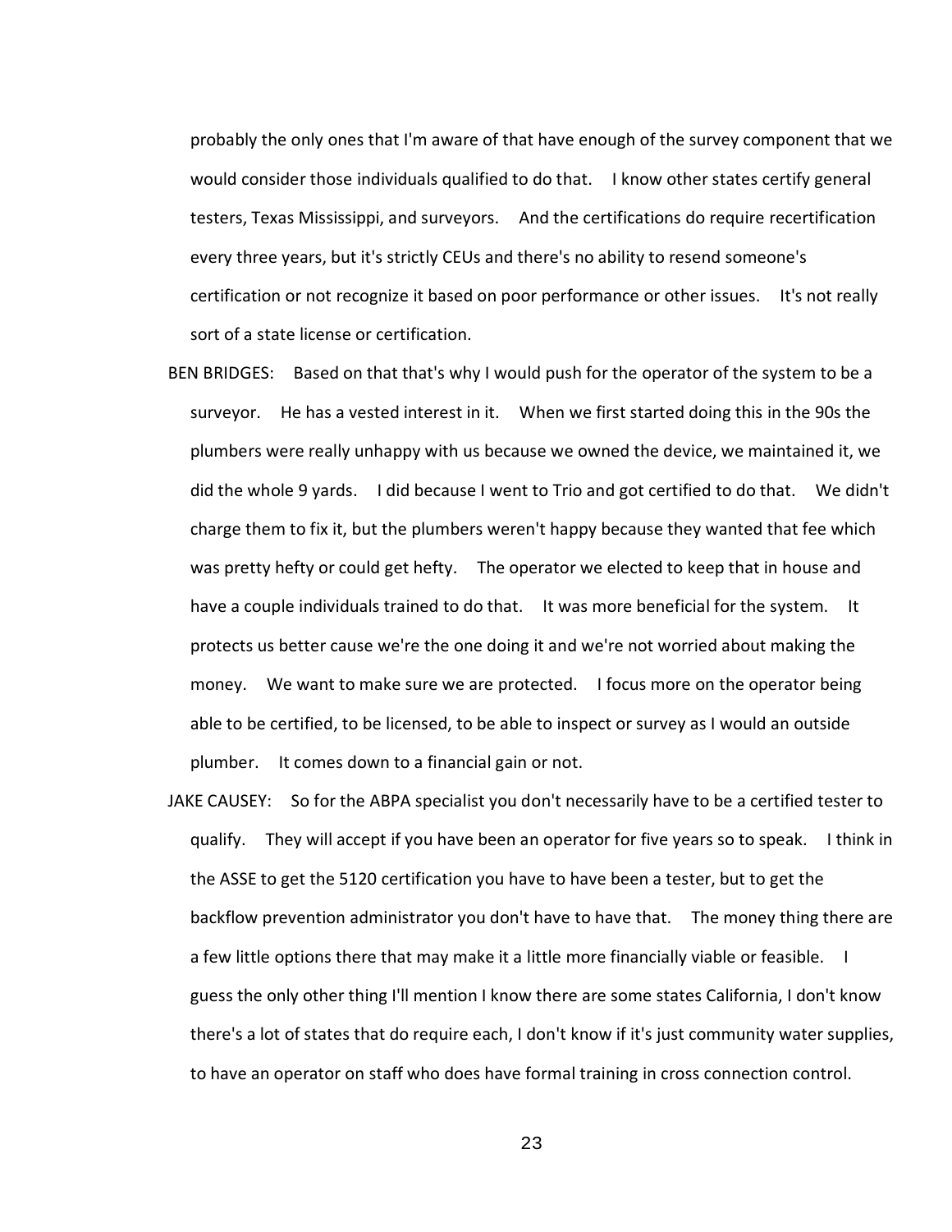probably the only ones that I'm aware of that have enough of the survey component that we would consider those individuals qualified to do that. I know other states certify general testers, Texas Mississippi, and surveyors. And the certifications do require recertification every three years, but it's strictly CEUs and there's no ability to resend someone's certification or not recognize it based on poor performance or other issues. It's not really sort of a state license or certification.

BEN BRIDGES: Based on that that's why I would push for the operator of the system to be a surveyor. He has a vested interest in it. When we first started doing this in the 90s the plumbers were really unhappy with us because we owned the device, we maintained it, we did the whole 9 yards. I did because I went to Trio and got certified to do that. We didn't charge them to fix it, but the plumbers weren't happy because they wanted that fee which was pretty hefty or could get hefty. The operator we elected to keep that in house and have a couple individuals trained to do that. It was more beneficial for the system. It protects us better cause we're the one doing it and we're not worried about making the money. We want to make sure we are protected. I focus more on the operator being able to be certified, to be licensed, to be able to inspect or survey as I would an outside plumber. It comes down to a financial gain or not.

JAKE CAUSEY: So for the ABPA specialist you don't necessarily have to be a certified tester to qualify. They will accept if you have been an operator for five years so to speak. I think in the ASSE to get the 5120 certification you have to have been a tester, but to get the backflow prevention administrator you don't have to have that. The money thing there are a few little options there that may make it a little more financially viable or feasible. I guess the only other thing I'll mention I know there are some states California, I don't know there's a lot of states that do require each, I don't know if it's just community water supplies, to have an operator on staff who does have formal training in cross connection control.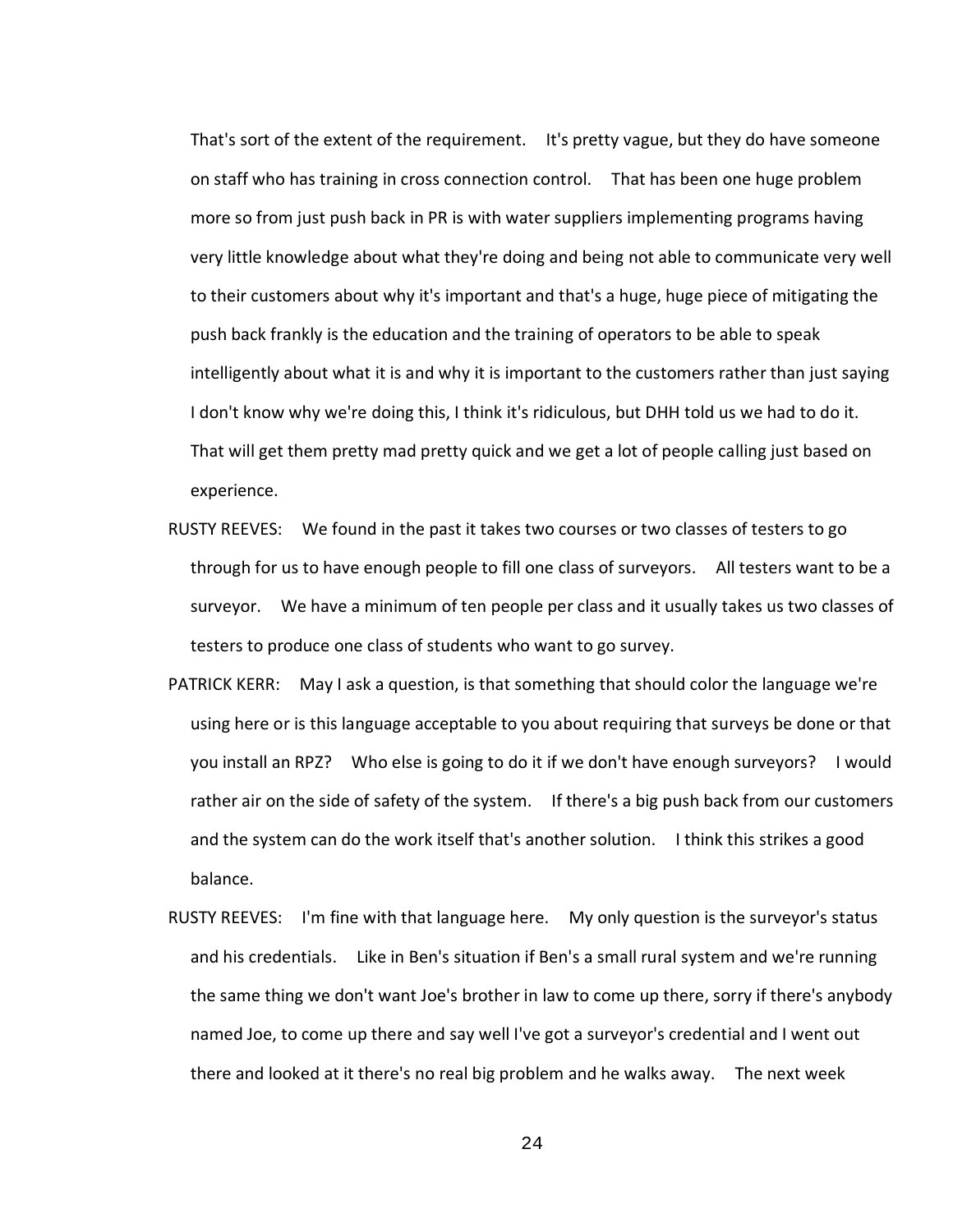That's sort of the extent of the requirement. It's pretty vague, but they do have someone on staff who has training in cross connection control. That has been one huge problem more so from just push back in PR is with water suppliers implementing programs having very little knowledge about what they're doing and being not able to communicate very well to their customers about why it's important and that's a huge, huge piece of mitigating the push back frankly is the education and the training of operators to be able to speak intelligently about what it is and why it is important to the customers rather than just saying I don't know why we're doing this, I think it's ridiculous, but DHH told us we had to do it. That will get them pretty mad pretty quick and we get a lot of people calling just based on experience.

RUSTY REEVES: We found in the past it takes two courses or two classes of testers to go through for us to have enough people to fill one class of surveyors. All testers want to be a surveyor. We have a minimum of ten people per class and it usually takes us two classes of testers to produce one class of students who want to go survey.

PATRICK KERR: May I ask a question, is that something that should color the language we're using here or is this language acceptable to you about requiring that surveys be done or that you install an RPZ? Who else is going to do it if we don't have enough surveyors? I would rather air on the side of safety of the system. If there's a big push back from our customers and the system can do the work itself that's another solution. I think this strikes a good balance.

RUSTY REEVES: I'm fine with that language here. My only question is the surveyor's status and his credentials. Like in Ben's situation if Ben's a small rural system and we're running the same thing we don't want Joe's brother in law to come up there, sorry if there's anybody named Joe, to come up there and say well I've got a surveyor's credential and I went out there and looked at it there's no real big problem and he walks away. The next week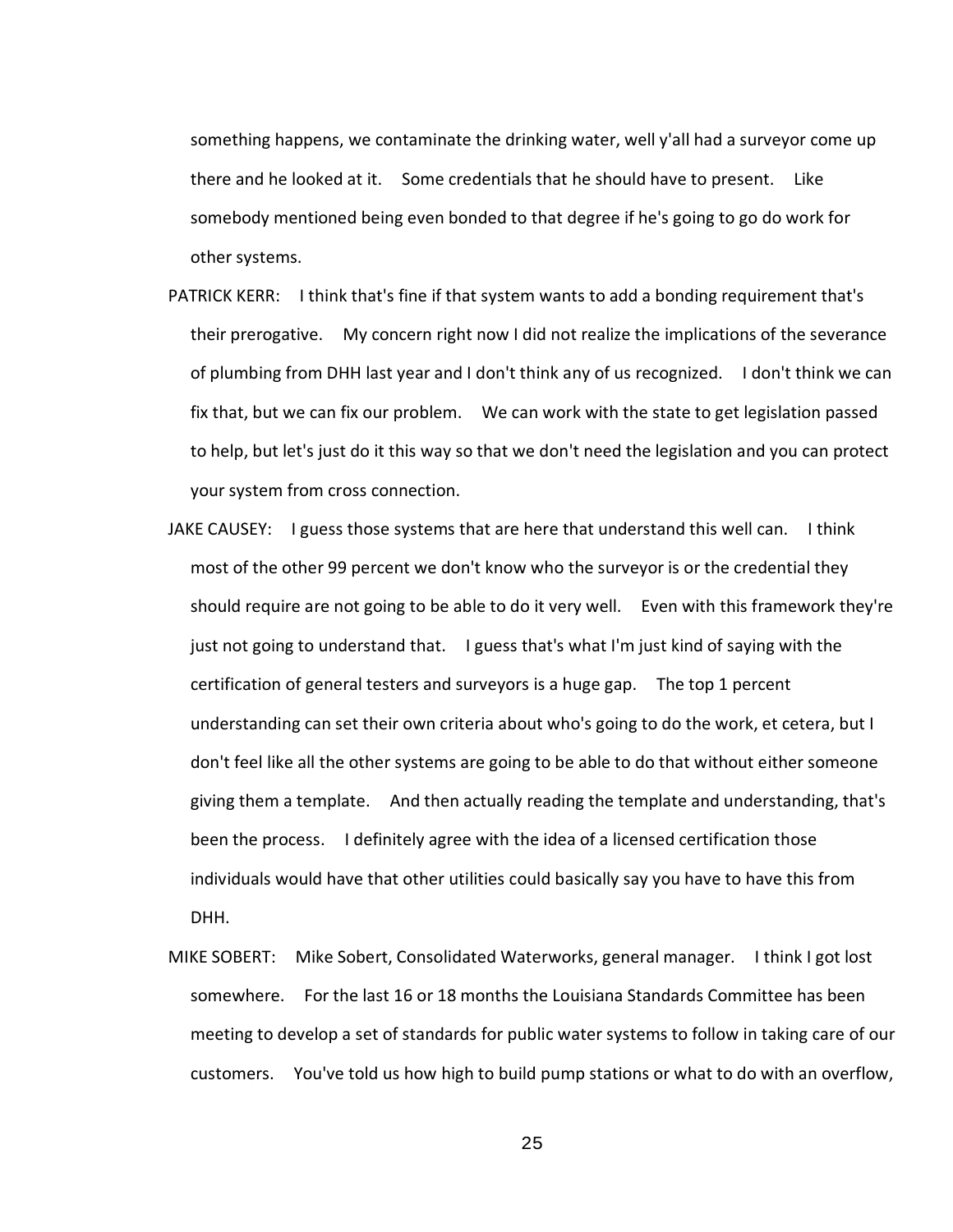something happens, we contaminate the drinking water, well y'all had a surveyor come up there and he looked at it. Some credentials that he should have to present. Like somebody mentioned being even bonded to that degree if he's going to go do work for other systems.

PATRICK KERR: I think that's fine if that system wants to add a bonding requirement that's their prerogative. My concern right now I did not realize the implications of the severance of plumbing from DHH last year and I don't think any of us recognized. I don't think we can fix that, but we can fix our problem. We can work with the state to get legislation passed to help, but let's just do it this way so that we don't need the legislation and you can protect your system from cross connection.

JAKE CAUSEY: I guess those systems that are here that understand this well can. I think most of the other 99 percent we don't know who the surveyor is or the credential they should require are not going to be able to do it very well. Even with this framework they're just not going to understand that. I guess that's what I'm just kind of saying with the certification of general testers and surveyors is a huge gap. The top 1 percent understanding can set their own criteria about who's going to do the work, et cetera, but I don't feel like all the other systems are going to be able to do that without either someone giving them a template. And then actually reading the template and understanding, that's been the process. I definitely agree with the idea of a licensed certification those individuals would have that other utilities could basically say you have to have this from DHH.

MIKE SOBERT: Mike Sobert, Consolidated Waterworks, general manager. I think I got lost somewhere. For the last 16 or 18 months the Louisiana Standards Committee has been meeting to develop a set of standards for public water systems to follow in taking care of our customers. You've told us how high to build pump stations or what to do with an overflow,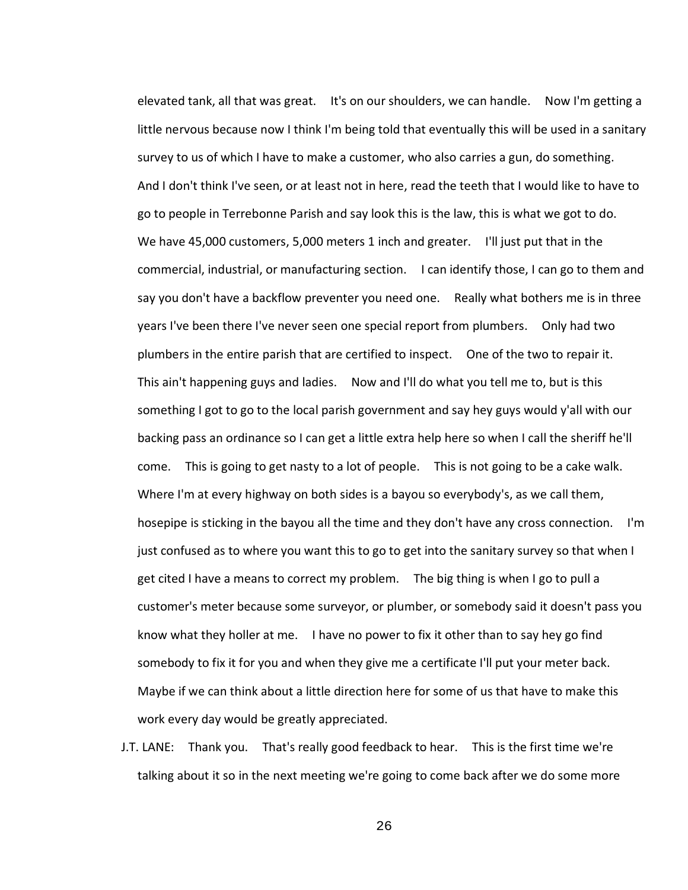elevated tank, all that was great. It's on our shoulders, we can handle. Now I'm getting a little nervous because now I think I'm being told that eventually this will be used in a sanitary survey to us of which I have to make a customer, who also carries a gun, do something. And I don't think I've seen, or at least not in here, read the teeth that I would like to have to go to people in Terrebonne Parish and say look this is the law, this is what we got to do. We have 45,000 customers, 5,000 meters 1 inch and greater. I'll just put that in the commercial, industrial, or manufacturing section. I can identify those, I can go to them and say you don't have a backflow preventer you need one. Really what bothers me is in three years I've been there I've never seen one special report from plumbers. Only had two plumbers in the entire parish that are certified to inspect. One of the two to repair it. This ain't happening guys and ladies. Now and I'll do what you tell me to, but is this something I got to go to the local parish government and say hey guys would y'all with our backing pass an ordinance so I can get a little extra help here so when I call the sheriff he'll come. This is going to get nasty to a lot of people. This is not going to be a cake walk. Where I'm at every highway on both sides is a bayou so everybody's, as we call them, hosepipe is sticking in the bayou all the time and they don't have any cross connection. I'm just confused as to where you want this to go to get into the sanitary survey so that when I get cited I have a means to correct my problem. The big thing is when I go to pull a customer's meter because some surveyor, or plumber, or somebody said it doesn't pass you know what they holler at me. I have no power to fix it other than to say hey go find somebody to fix it for you and when they give me a certificate I'll put your meter back. Maybe if we can think about a little direction here for some of us that have to make this work every day would be greatly appreciated.

J.T. LANE: Thank you. That's really good feedback to hear. This is the first time we're talking about it so in the next meeting we're going to come back after we do some more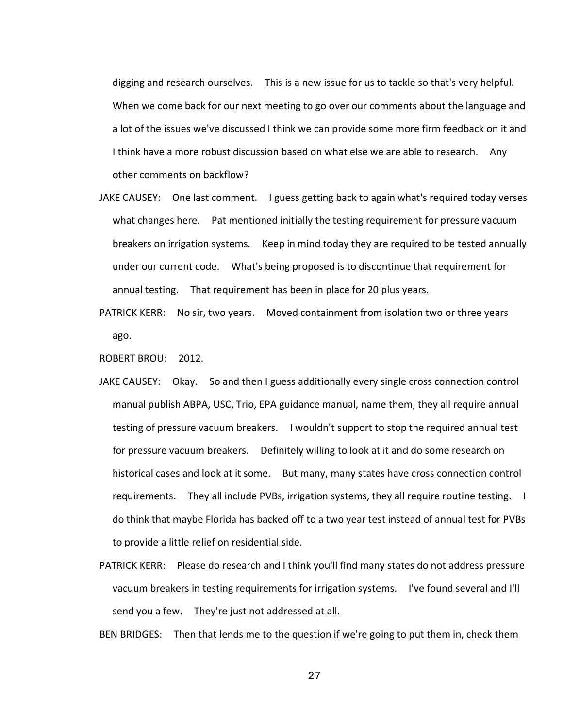digging and research ourselves. This is a new issue for us to tackle so that's very helpful. When we come back for our next meeting to go over our comments about the language and a lot of the issues we've discussed I think we can provide some more firm feedback on it and I think have a more robust discussion based on what else we are able to research. Any other comments on backflow?

JAKE CAUSEY: One last comment. I guess getting back to again what's required today verses what changes here. Pat mentioned initially the testing requirement for pressure vacuum breakers on irrigation systems. Keep in mind today they are required to be tested annually under our current code. What's being proposed is to discontinue that requirement for annual testing. That requirement has been in place for 20 plus years.

PATRICK KERR: No sir, two years. Moved containment from isolation two or three years ago.

ROBERT BROU: 2012.

JAKE CAUSEY: Okay. So and then I guess additionally every single cross connection control manual publish ABPA, USC, Trio, EPA guidance manual, name them, they all require annual testing of pressure vacuum breakers. I wouldn't support to stop the required annual test for pressure vacuum breakers. Definitely willing to look at it and do some research on historical cases and look at it some. But many, many states have cross connection control requirements. They all include PVBs, irrigation systems, they all require routine testing. I do think that maybe Florida has backed off to a two year test instead of annual test for PVBs to provide a little relief on residential side.

PATRICK KERR: Please do research and I think you'll find many states do not address pressure vacuum breakers in testing requirements for irrigation systems. I've found several and I'll send you a few. They're just not addressed at all.

BEN BRIDGES: Then that lends me to the question if we're going to put them in, check them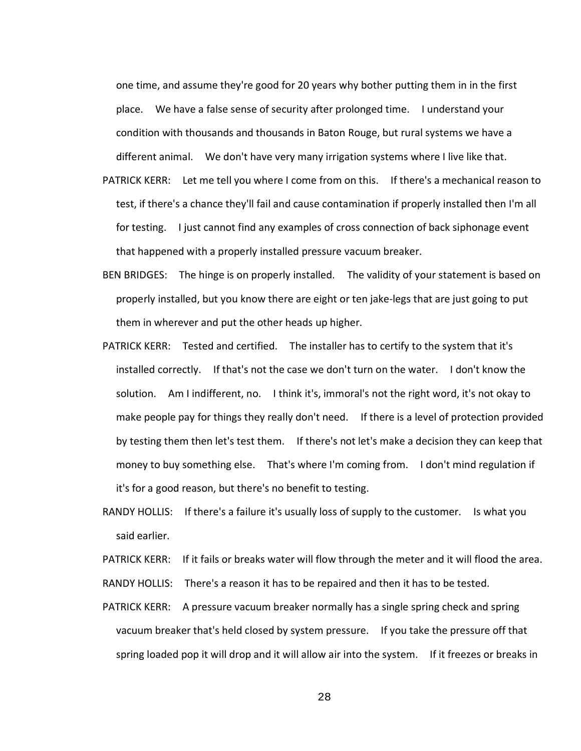one time, and assume they're good for 20 years why bother putting them in in the first place. We have a false sense of security after prolonged time. I understand your condition with thousands and thousands in Baton Rouge, but rural systems we have a different animal. We don't have very many irrigation systems where I live like that.

PATRICK KERR: Let me tell you where I come from on this. If there's a mechanical reason to test, if there's a chance they'll fail and cause contamination if properly installed then I'm all for testing. I just cannot find any examples of cross connection of back siphonage event that happened with a properly installed pressure vacuum breaker.

BEN BRIDGES: The hinge is on properly installed. The validity of your statement is based on properly installed, but you know there are eight or ten jake-legs that are just going to put them in wherever and put the other heads up higher.

PATRICK KERR: Tested and certified. The installer has to certify to the system that it's installed correctly. If that's not the case we don't turn on the water. I don't know the solution. Am I indifferent, no. I think it's, immoral's not the right word, it's not okay to make people pay for things they really don't need. If there is a level of protection provided by testing them then let's test them. If there's not let's make a decision they can keep that money to buy something else. That's where I'm coming from. I don't mind regulation if it's for a good reason, but there's no benefit to testing.

RANDY HOLLIS: If there's a failure it's usually loss of supply to the customer. Is what you said earlier.

PATRICK KERR: If it fails or breaks water will flow through the meter and it will flood the area.

RANDY HOLLIS: There's a reason it has to be repaired and then it has to be tested.

PATRICK KERR: A pressure vacuum breaker normally has a single spring check and spring vacuum breaker that's held closed by system pressure. If you take the pressure off that spring loaded pop it will drop and it will allow air into the system. If it freezes or breaks in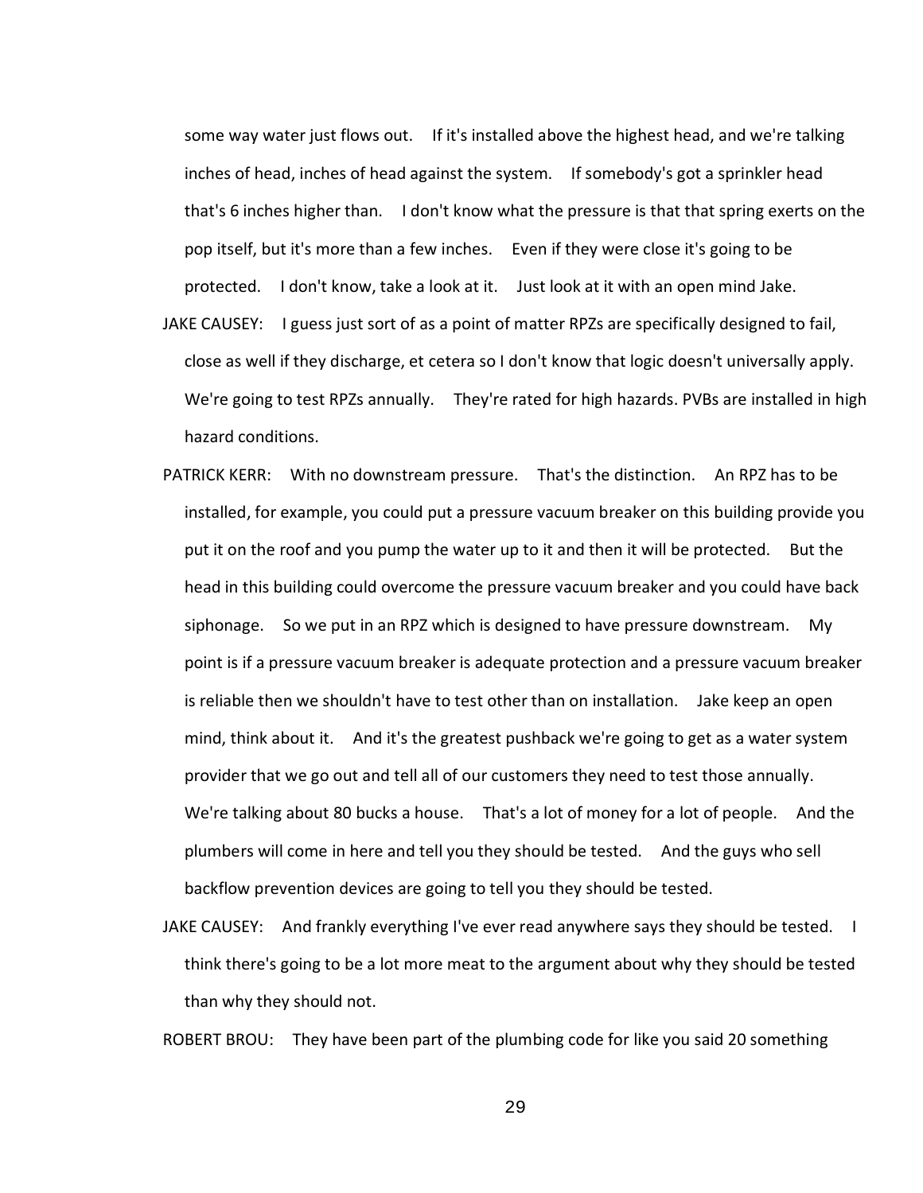some way water just flows out. If it's installed above the highest head, and we're talking inches of head, inches of head against the system. If somebody's got a sprinkler head that's 6 inches higher than. I don't know what the pressure is that that spring exerts on the pop itself, but it's more than a few inches. Even if they were close it's going to be protected. I don't know, take a look at it. Just look at it with an open mind Jake.

JAKE CAUSEY: I guess just sort of as a point of matter RPZs are specifically designed to fail, close as well if they discharge, et cetera so I don't know that logic doesn't universally apply. We're going to test RPZs annually. They're rated for high hazards. PVBs are installed in high hazard conditions.

PATRICK KERR: With no downstream pressure. That's the distinction. An RPZ has to be installed, for example, you could put a pressure vacuum breaker on this building provide you put it on the roof and you pump the water up to it and then it will be protected. But the head in this building could overcome the pressure vacuum breaker and you could have back siphonage. So we put in an RPZ which is designed to have pressure downstream. My point is if a pressure vacuum breaker is adequate protection and a pressure vacuum breaker is reliable then we shouldn't have to test other than on installation. Jake keep an open mind, think about it. And it's the greatest pushback we're going to get as a water system provider that we go out and tell all of our customers they need to test those annually. We're talking about 80 bucks a house. That's a lot of money for a lot of people. And the plumbers will come in here and tell you they should be tested. And the guys who sell backflow prevention devices are going to tell you they should be tested.

JAKE CAUSEY: And frankly everything I've ever read anywhere says they should be tested. I think there's going to be a lot more meat to the argument about why they should be tested than why they should not.

ROBERT BROU: They have been part of the plumbing code for like you said 20 something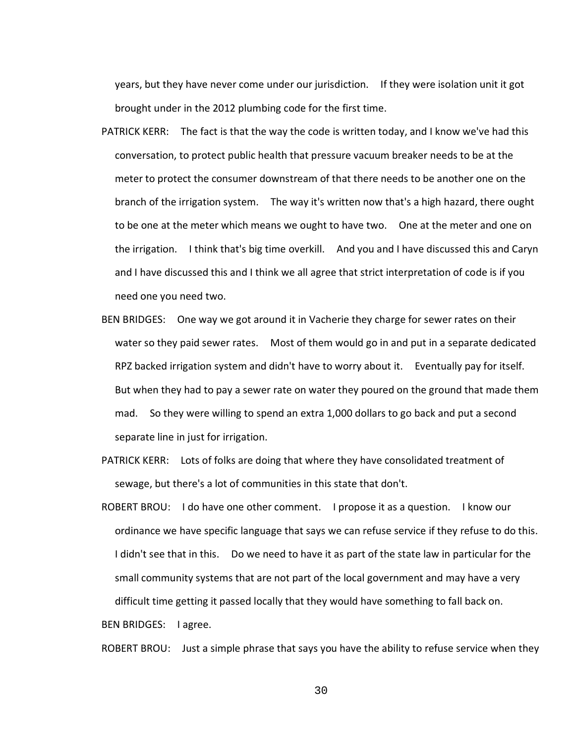years, but they have never come under our jurisdiction. If they were isolation unit it got brought under in the 2012 plumbing code for the first time.

PATRICK KERR: The fact is that the way the code is written today, and I know we've had this conversation, to protect public health that pressure vacuum breaker needs to be at the meter to protect the consumer downstream of that there needs to be another one on the branch of the irrigation system. The way it's written now that's a high hazard, there ought to be one at the meter which means we ought to have two. One at the meter and one on the irrigation. I think that's big time overkill. And you and I have discussed this and Caryn and I have discussed this and I think we all agree that strict interpretation of code is if you need one you need two.

BEN BRIDGES: One way we got around it in Vacherie they charge for sewer rates on their water so they paid sewer rates. Most of them would go in and put in a separate dedicated RPZ backed irrigation system and didn't have to worry about it. Eventually pay for itself. But when they had to pay a sewer rate on water they poured on the ground that made them mad. So they were willing to spend an extra 1,000 dollars to go back and put a second separate line in just for irrigation.

PATRICK KERR: Lots of folks are doing that where they have consolidated treatment of sewage, but there's a lot of communities in this state that don't.

ROBERT BROU: I do have one other comment. I propose it as a question. I know our ordinance we have specific language that says we can refuse service if they refuse to do this. I didn't see that in this. Do we need to have it as part of the state law in particular for the small community systems that are not part of the local government and may have a very difficult time getting it passed locally that they would have something to fall back on.

BEN BRIDGES: I agree.

ROBERT BROU: Just a simple phrase that says you have the ability to refuse service when they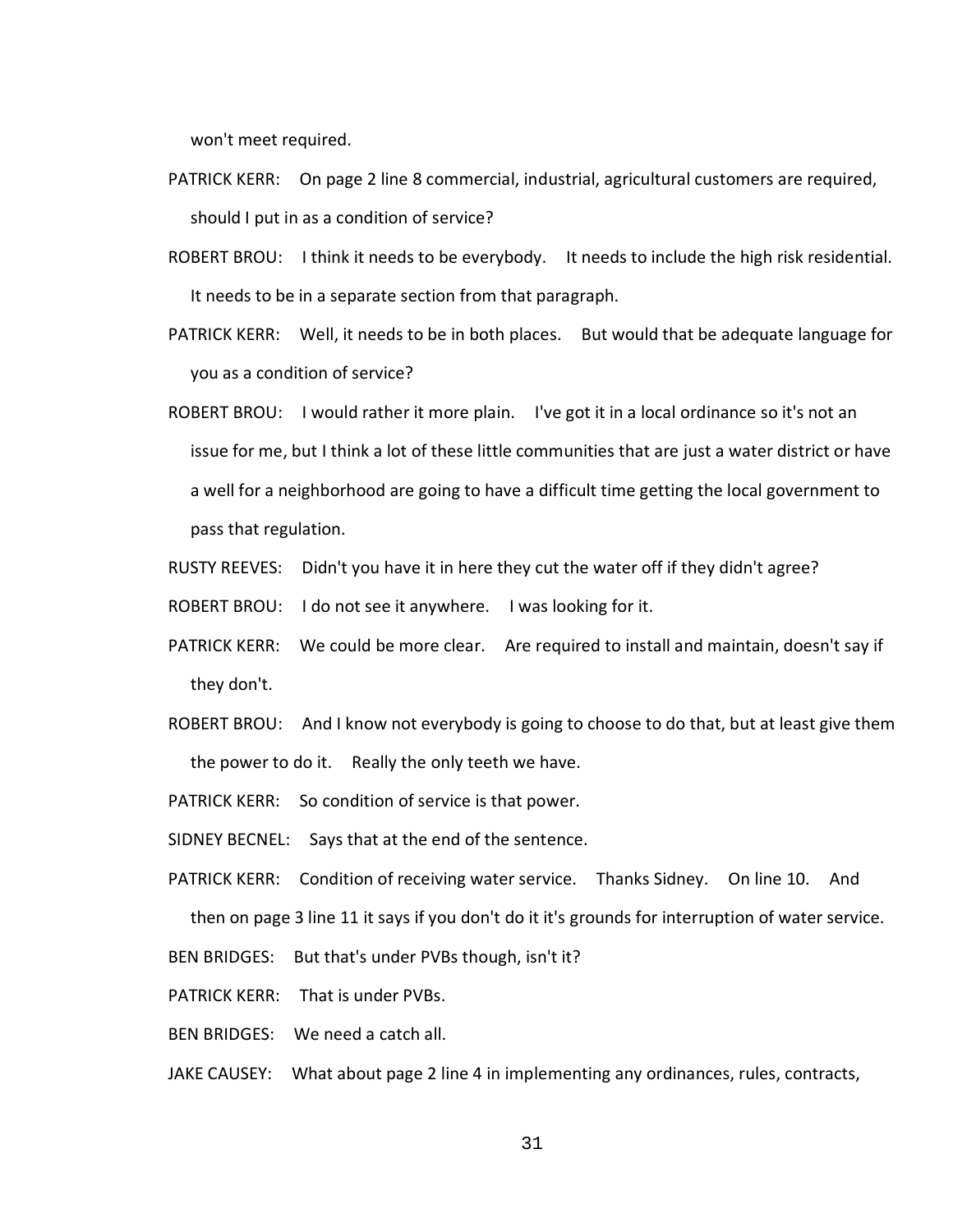won't meet required.

PATRICK KERR: On page 2 line 8 commercial, industrial, agricultural customers are required, should I put in as a condition of service?

ROBERT BROU: I think it needs to be everybody. It needs to include the high risk residential. It needs to be in a separate section from that paragraph.

PATRICK KERR: Well, it needs to be in both places. But would that be adequate language for you as a condition of service?

ROBERT BROU: I would rather it more plain. I've got it in a local ordinance so it's not an issue for me, but I think a lot of these little communities that are just a water district or have a well for a neighborhood are going to have a difficult time getting the local government to pass that regulation.

RUSTY REEVES: Didn't you have it in here they cut the water off if they didn't agree?

ROBERT BROU: I do not see it anywhere. I was looking for it.

PATRICK KERR: We could be more clear. Are required to install and maintain, doesn't say if they don't.

ROBERT BROU: And I know not everybody is going to choose to do that, but at least give them the power to do it. Really the only teeth we have.

PATRICK KERR: So condition of service is that power.

SIDNEY BECNEL: Says that at the end of the sentence.

PATRICK KERR: Condition of receiving water service. Thanks Sidney. On line 10. And then on page 3 line 11 it says if you don't do it it's grounds for interruption of water service.

BEN BRIDGES: But that's under PVBs though, isn't it?

PATRICK KERR: That is under PVBs.

BEN BRIDGES: We need a catch all.

JAKE CAUSEY: What about page 2 line 4 in implementing any ordinances, rules, contracts,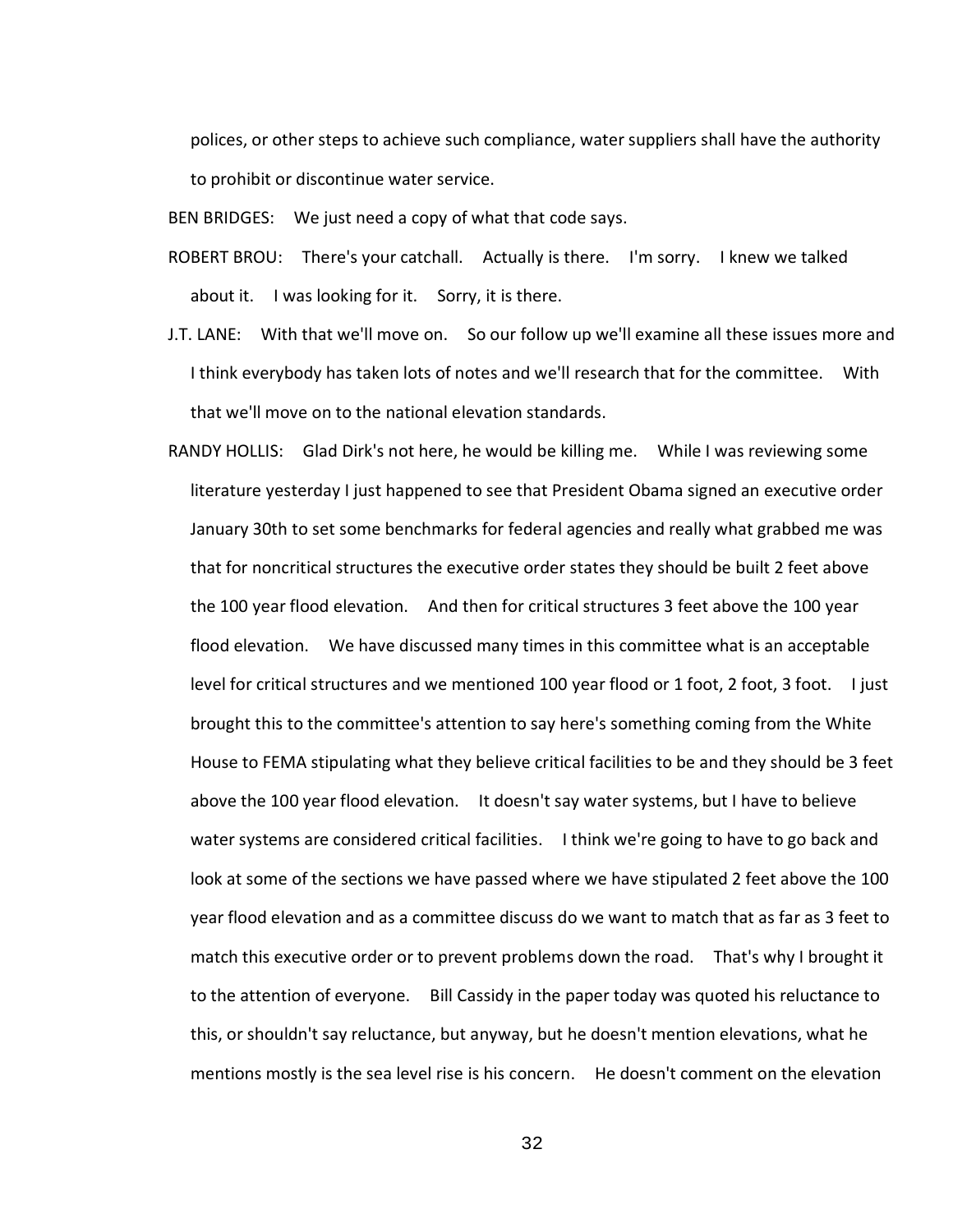polices, or other steps to achieve such compliance, water suppliers shall have the authority to prohibit or discontinue water service.

BEN BRIDGES: We just need a copy of what that code says.

ROBERT BROU: There's your catchall. Actually is there. I'm sorry. I knew we talked about it. I was looking for it. Sorry, it is there.

J.T. LANE: With that we'll move on. So our follow up we'll examine all these issues more and I think everybody has taken lots of notes and we'll research that for the committee. With that we'll move on to the national elevation standards.

RANDY HOLLIS: Glad Dirk's not here, he would be killing me. While I was reviewing some literature yesterday I just happened to see that President Obama signed an executive order January 30th to set some benchmarks for federal agencies and really what grabbed me was that for noncritical structures the executive order states they should be built 2 feet above the 100 year flood elevation. And then for critical structures 3 feet above the 100 year flood elevation. We have discussed many times in this committee what is an acceptable level for critical structures and we mentioned 100 year flood or 1 foot, 2 foot, 3 foot. I just brought this to the committee's attention to say here's something coming from the White House to FEMA stipulating what they believe critical facilities to be and they should be 3 feet above the 100 year flood elevation. It doesn't say water systems, but I have to believe water systems are considered critical facilities. I think we're going to have to go back and look at some of the sections we have passed where we have stipulated 2 feet above the 100 year flood elevation and as a committee discuss do we want to match that as far as 3 feet to match this executive order or to prevent problems down the road. That's why I brought it to the attention of everyone. Bill Cassidy in the paper today was quoted his reluctance to this, or shouldn't say reluctance, but anyway, but he doesn't mention elevations, what he mentions mostly is the sea level rise is his concern. He doesn't comment on the elevation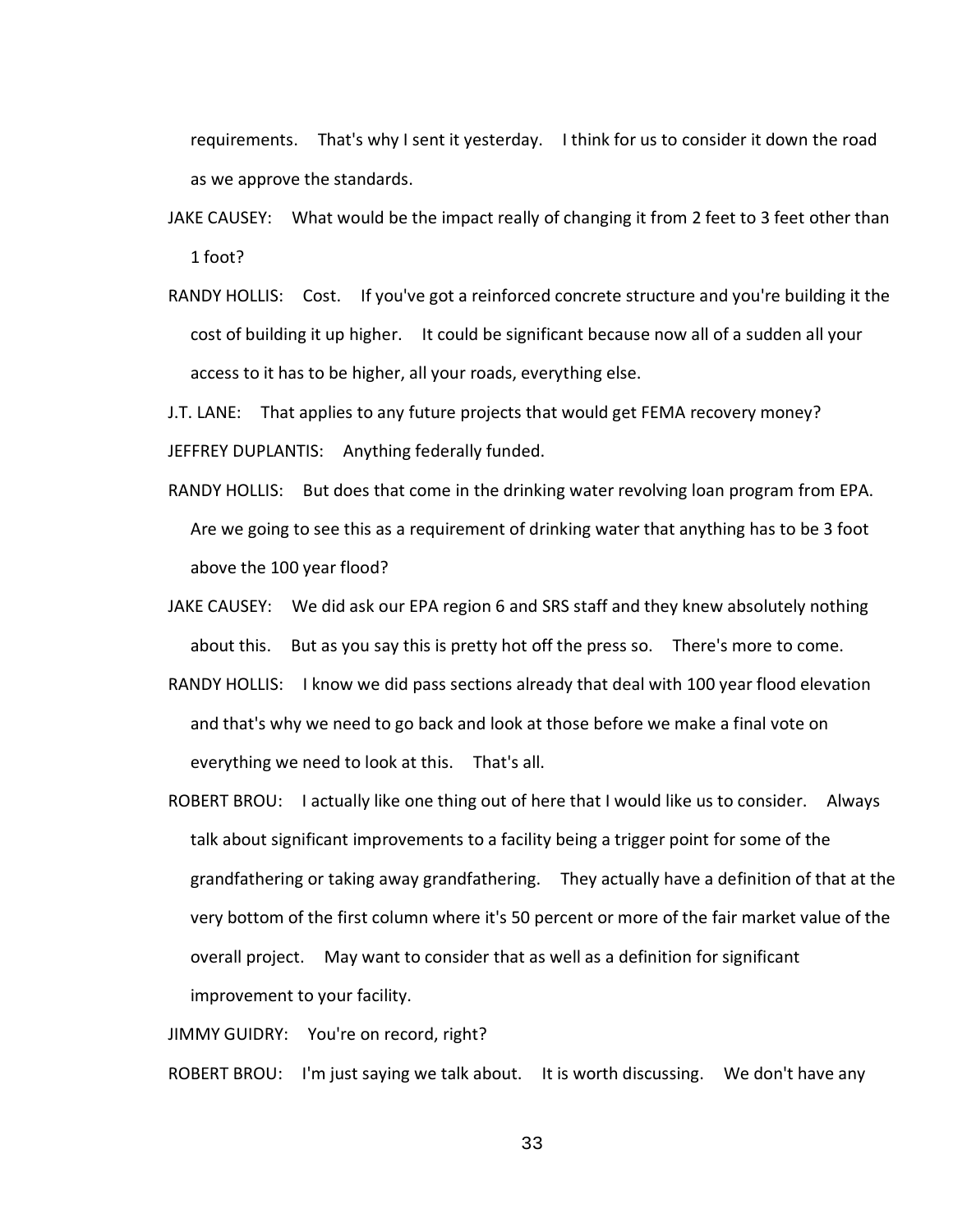requirements. That's why I sent it yesterday. I think for us to consider it down the road as we approve the standards.

JAKE CAUSEY: What would be the impact really of changing it from 2 feet to 3 feet other than 1 foot?

RANDY HOLLIS: Cost. If you've got a reinforced concrete structure and you're building it the cost of building it up higher. It could be significant because now all of a sudden all your access to it has to be higher, all your roads, everything else.

J.T. LANE: That applies to any future projects that would get FEMA recovery money?

JEFFREY DUPLANTIS: Anything federally funded.

RANDY HOLLIS: But does that come in the drinking water revolving loan program from EPA. Are we going to see this as a requirement of drinking water that anything has to be 3 foot above the 100 year flood?

JAKE CAUSEY: We did ask our EPA region 6 and SRS staff and they knew absolutely nothing about this. But as you say this is pretty hot off the press so. There's more to come.

RANDY HOLLIS: I know we did pass sections already that deal with 100 year flood elevation and that's why we need to go back and look at those before we make a final vote on everything we need to look at this. That's all.

ROBERT BROU: I actually like one thing out of here that I would like us to consider. Always talk about significant improvements to a facility being a trigger point for some of the grandfathering or taking away grandfathering. They actually have a definition of that at the very bottom of the first column where it's 50 percent or more of the fair market value of the overall project. May want to consider that as well as a definition for significant improvement to your facility.

JIMMY GUIDRY: You're on record, right?

ROBERT BROU: I'm just saying we talk about. It is worth discussing. We don't have any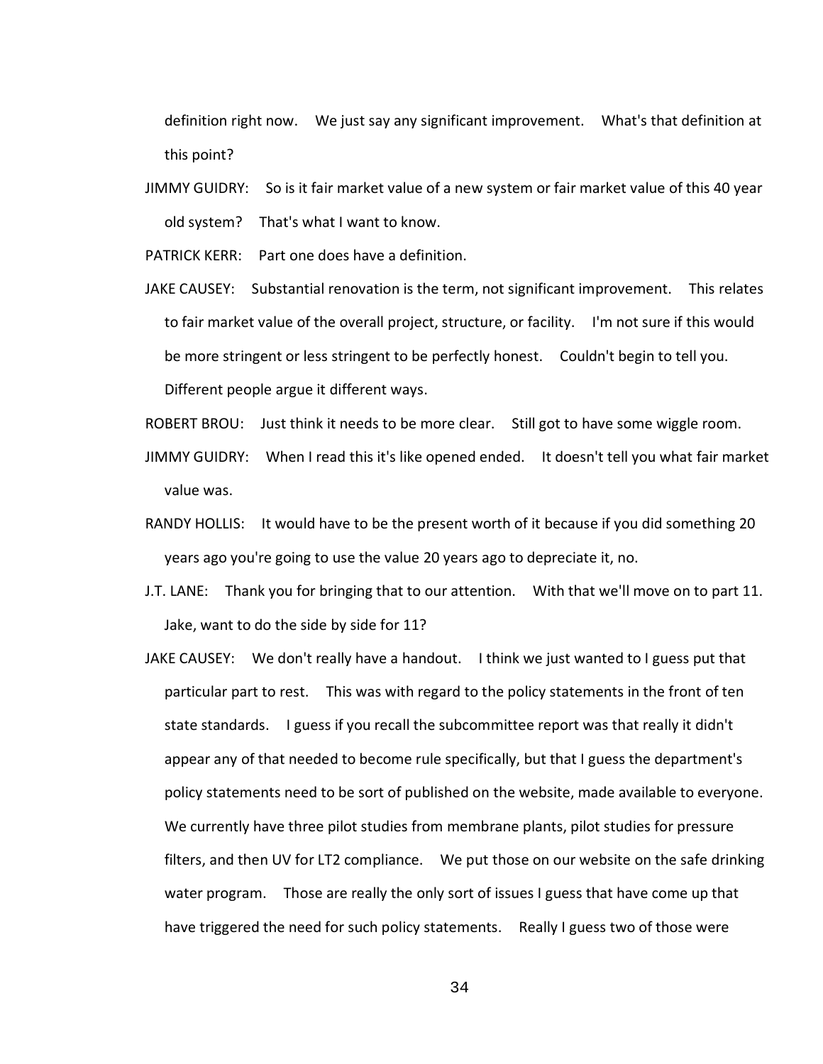definition right now. We just say any significant improvement. What's that definition at this point?

JIMMY GUIDRY: So is it fair market value of a new system or fair market value of this 40 year old system? That's what I want to know.

PATRICK KERR: Part one does have a definition.

JAKE CAUSEY: Substantial renovation is the term, not significant improvement. This relates to fair market value of the overall project, structure, or facility. I'm not sure if this would be more stringent or less stringent to be perfectly honest. Couldn't begin to tell you. Different people argue it different ways.

ROBERT BROU: Just think it needs to be more clear. Still got to have some wiggle room.

JIMMY GUIDRY: When I read this it's like opened ended. It doesn't tell you what fair market value was.

RANDY HOLLIS: It would have to be the present worth of it because if you did something 20 years ago you're going to use the value 20 years ago to depreciate it, no.

J.T. LANE: Thank you for bringing that to our attention. With that we'll move on to part 11. Jake, want to do the side by side for 11?

JAKE CAUSEY: We don't really have a handout. I think we just wanted to I guess put that particular part to rest. This was with regard to the policy statements in the front of ten state standards. I guess if you recall the subcommittee report was that really it didn't appear any of that needed to become rule specifically, but that I guess the department's policy statements need to be sort of published on the website, made available to everyone. We currently have three pilot studies from membrane plants, pilot studies for pressure filters, and then UV for LT2 compliance. We put those on our website on the safe drinking water program. Those are really the only sort of issues I guess that have come up that have triggered the need for such policy statements. Really I guess two of those were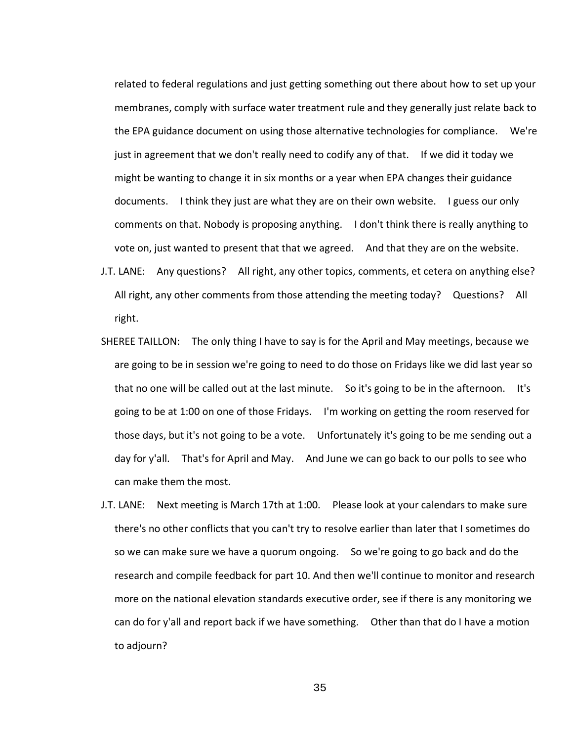related to federal regulations and just getting something out there about how to set up your membranes, comply with surface water treatment rule and they generally just relate back to the EPA guidance document on using those alternative technologies for compliance. We're just in agreement that we don't really need to codify any of that. If we did it today we might be wanting to change it in six months or a year when EPA changes their guidance documents. I think they just are what they are on their own website. I guess our only comments on that. Nobody is proposing anything. I don't think there is really anything to vote on, just wanted to present that that we agreed. And that they are on the website.

J.T. LANE: Any questions? All right, any other topics, comments, et cetera on anything else? All right, any other comments from those attending the meeting today? Questions? All right.

SHEREE TAILLON: The only thing I have to say is for the April and May meetings, because we are going to be in session we're going to need to do those on Fridays like we did last year so that no one will be called out at the last minute. So it's going to be in the afternoon. It's going to be at 1:00 on one of those Fridays. I'm working on getting the room reserved for those days, but it's not going to be a vote. Unfortunately it's going to be me sending out a day for y'all. That's for April and May. And June we can go back to our polls to see who can make them the most.

J.T. LANE: Next meeting is March 17th at 1:00. Please look at your calendars to make sure there's no other conflicts that you can't try to resolve earlier than later that I sometimes do so we can make sure we have a quorum ongoing. So we're going to go back and do the research and compile feedback for part 10. And then we'll continue to monitor and research more on the national elevation standards executive order, see if there is any monitoring we can do for y'all and report back if we have something. Other than that do I have a motion to adjourn?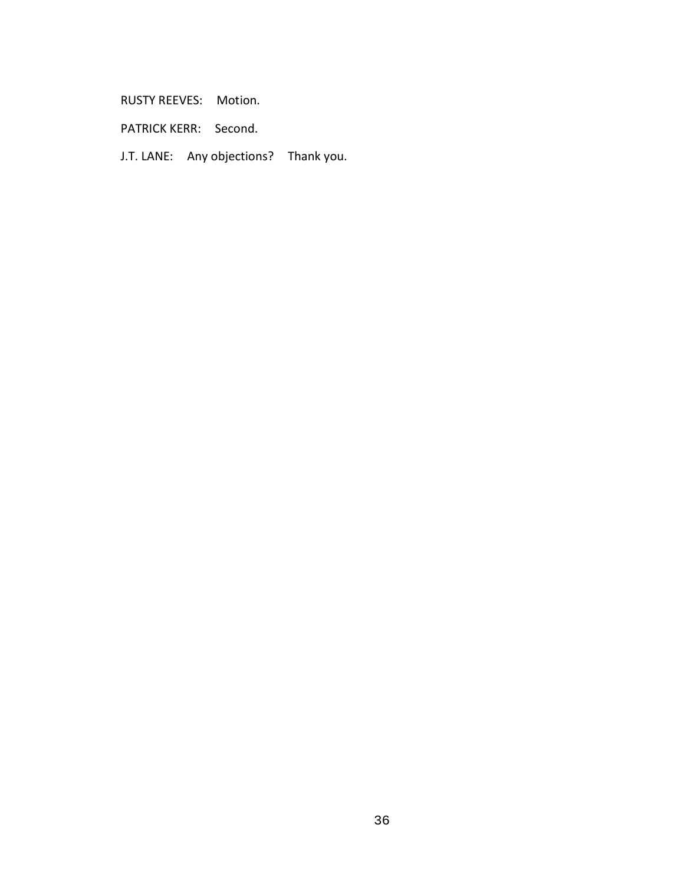RUSTY REEVES: Motion.

PATRICK KERR: Second.

J.T. LANE: Any objections? Thank you.